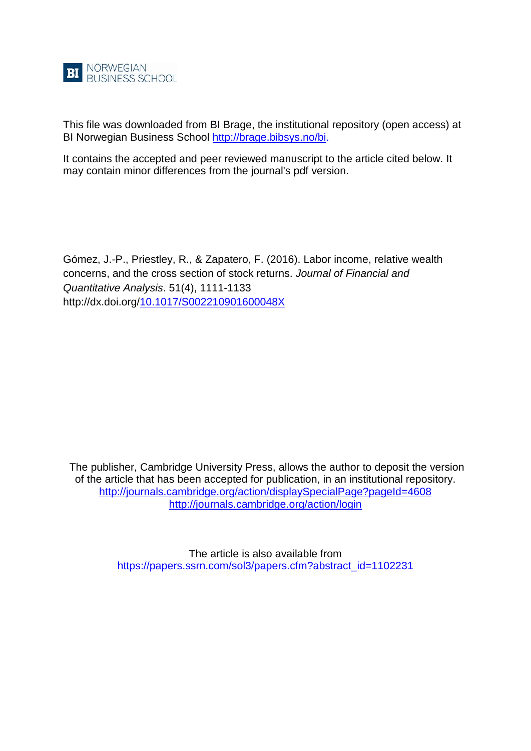NORWEGIAN BUSINESS SCHOOL

This file was downloaded from BI Brage, the institutional repository (open access) at BI Norwegian Business School http://brage.bibsys.no/bi.

It contains the accepted and peer reviewed manuscript to the article cited below. It may contain minor differences from the journal's pdf version.

Gómez, J.-P., Priestley, R., & Zapatero, F. (2016). Labor income, relative wealth concerns, and the cross section of stock returns. *Journal of Financial and Quantitative Analysis*. 51(4), 1111-1133
http://dx.doi.org/10.1017/S002210901600048X

The publisher, Cambridge University Press, allows the author to deposit the version of the article that has been accepted for publication, in an institutional repository.
http://journals.cambridge.org/action/displaySpecialPage?pageId=4608
http://journals.cambridge.org/action/login

The article is also available from
https://papers.ssrn.com/sol3/papers.cfm?abstract_id=1102231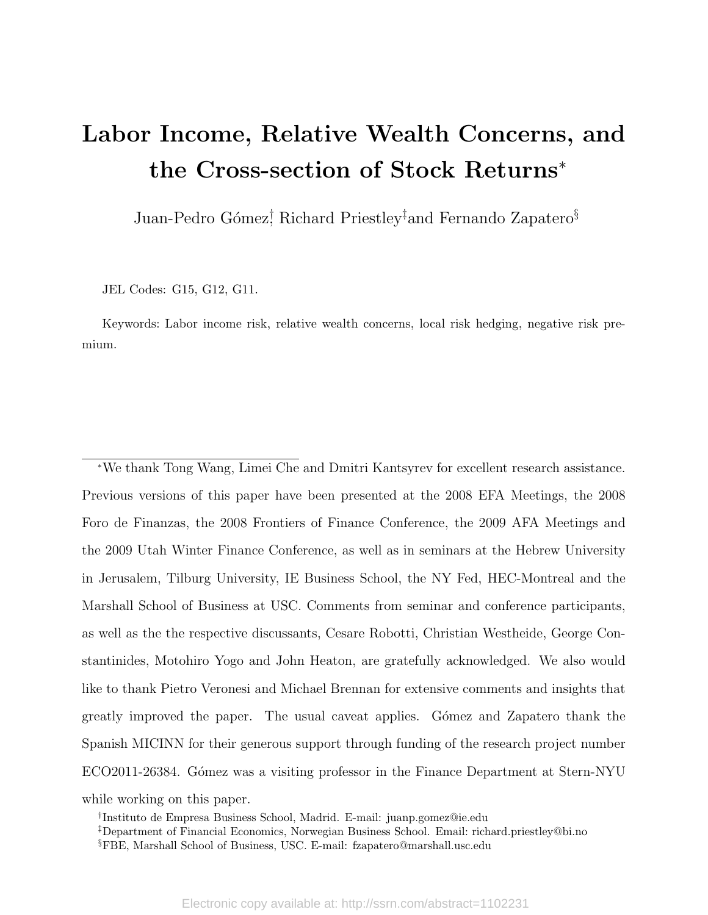# Labor Income, Relative Wealth Concerns, and the Cross-section of Stock Returns*

Juan-Pedro Gómez[†], Richard Priestley[‡] and Fernando Zapatero[§]

JEL Codes: G15, G12, G11.

Keywords: Labor income risk, relative wealth concerns, local risk hedging, negative risk premium.

---

*We thank Tong Wang, Limei Che and Dmitri Kantsyrev for excellent research assistance. Previous versions of this paper have been presented at the 2008 EFA Meetings, the 2008 Foro de Finanzas, the 2008 Frontiers of Finance Conference, the 2009 AFA Meetings and the 2009 Utah Winter Finance Conference, as well as in seminars at the Hebrew University in Jerusalem, Tilburg University, IE Business School, the NY Fed, HEC-Montreal and the Marshall School of Business at USC. Comments from seminar and conference participants, as well as the the respective discussants, Cesare Robotti, Christian Westheide, George Constantinides, Motohiro Yogo and John Heaton, are gratefully acknowledged. We also would like to thank Pietro Veronesi and Michael Brennan for extensive comments and insights that greatly improved the paper. The usual caveat applies. Gómez and Zapatero thank the Spanish MICINN for their generous support through funding of the research project number ECO2011-26384. Gómez was a visiting professor in the Finance Department at Stern-NYU while working on this paper.

[†]Instituto de Empresa Business School, Madrid. E-mail: juanp.gomez@ie.edu

[‡]Department of Financial Economics, Norwegian Business School. Email: richard.priestley@bi.no

[§]FBE, Marshall School of Business, USC. E-mail: fzapatero@marshall.usc.edu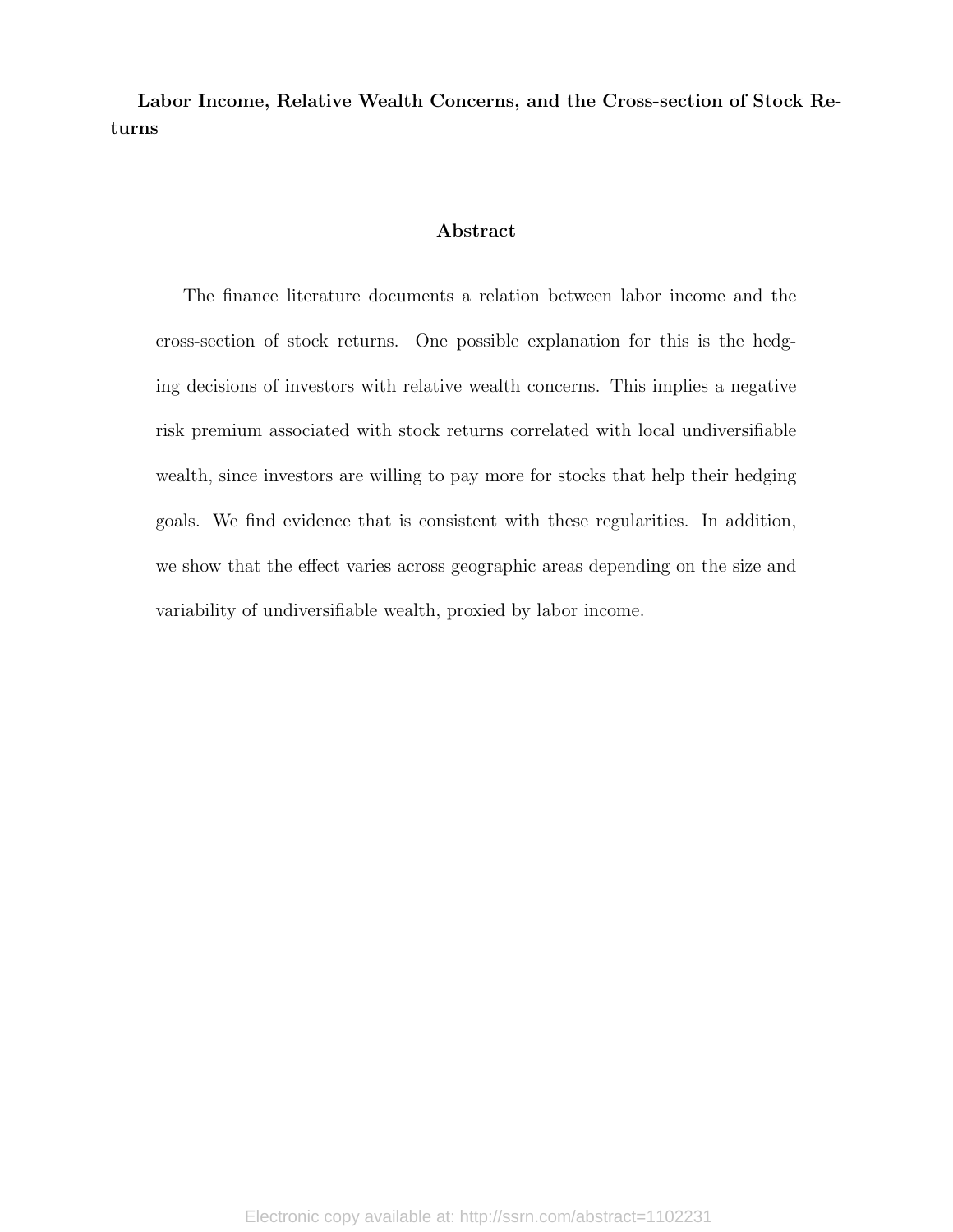**Labor Income, Relative Wealth Concerns, and the Cross-section of Stock Returns**

## Abstract

The finance literature documents a relation between labor income and the cross-section of stock returns. One possible explanation for this is the hedging decisions of investors with relative wealth concerns. This implies a negative risk premium associated with stock returns correlated with local undiversifiable wealth, since investors are willing to pay more for stocks that help their hedging goals. We find evidence that is consistent with these regularities. In addition, we show that the effect varies across geographic areas depending on the size and variability of undiversifiable wealth, proxied by labor income.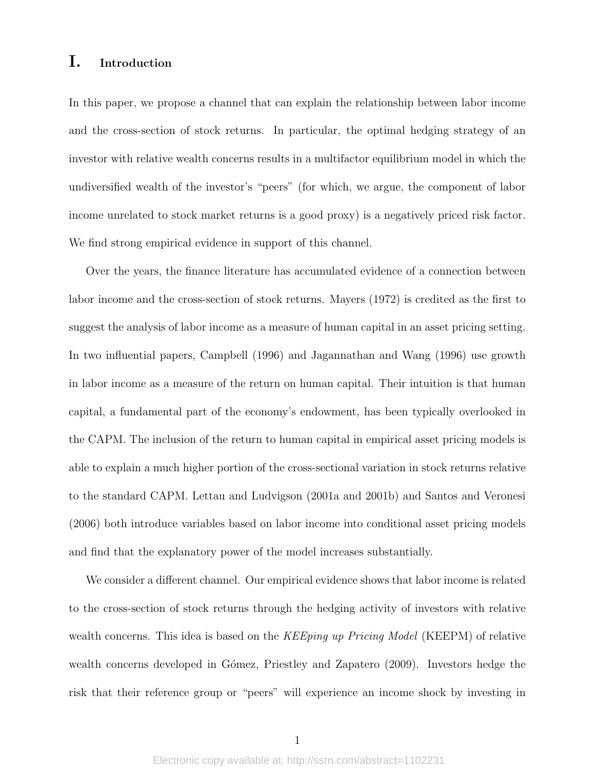# I. Introduction

In this paper, we propose a channel that can explain the relationship between labor income and the cross-section of stock returns. In particular, the optimal hedging strategy of an investor with relative wealth concerns results in a multifactor equilibrium model in which the undiversified wealth of the investor's "peers" (for which, we argue, the component of labor income unrelated to stock market returns is a good proxy) is a negatively priced risk factor. We find strong empirical evidence in support of this channel.

Over the years, the finance literature has accumulated evidence of a connection between labor income and the cross-section of stock returns. Mayers (1972) is credited as the first to suggest the analysis of labor income as a measure of human capital in an asset pricing setting. In two influential papers, Campbell (1996) and Jagannathan and Wang (1996) use growth in labor income as a measure of the return on human capital. Their intuition is that human capital, a fundamental part of the economy's endowment, has been typically overlooked in the CAPM. The inclusion of the return to human capital in empirical asset pricing models is able to explain a much higher portion of the cross-sectional variation in stock returns relative to the standard CAPM. Lettau and Ludvigson (2001a and 2001b) and Santos and Veronesi (2006) both introduce variables based on labor income into conditional asset pricing models and find that the explanatory power of the model increases substantially.

We consider a different channel. Our empirical evidence shows that labor income is related to the cross-section of stock returns through the hedging activity of investors with relative wealth concerns. This idea is based on the *KEEping up Pricing Model* (KEEPM) of relative wealth concerns developed in Gómez, Priestley and Zapatero (2009). Investors hedge the risk that their reference group or "peers" will experience an income shock by investing in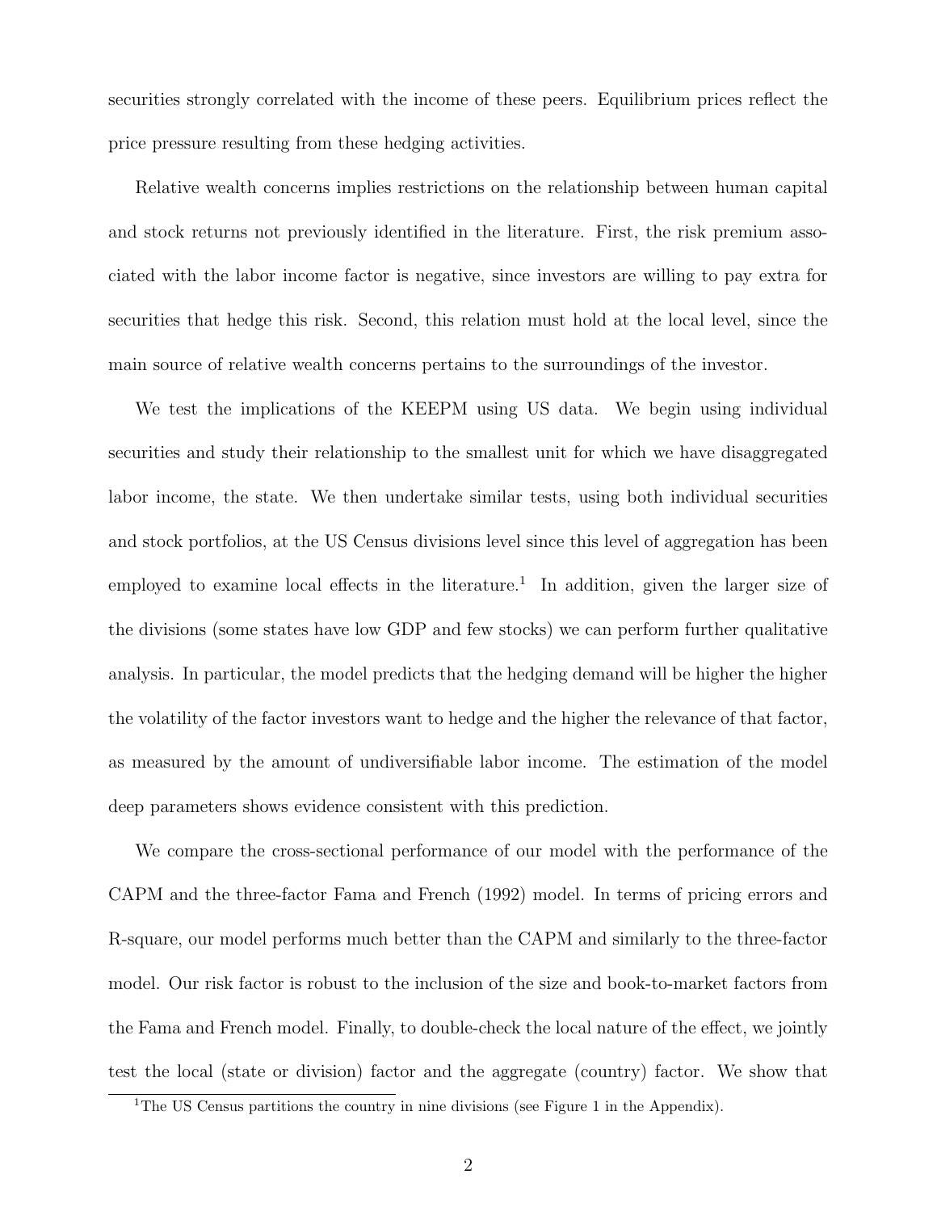securities strongly correlated with the income of these peers. Equilibrium prices reflect the price pressure resulting from these hedging activities.

Relative wealth concerns implies restrictions on the relationship between human capital and stock returns not previously identified in the literature. First, the risk premium associated with the labor income factor is negative, since investors are willing to pay extra for securities that hedge this risk. Second, this relation must hold at the local level, since the main source of relative wealth concerns pertains to the surroundings of the investor.

We test the implications of the KEEPM using US data. We begin using individual securities and study their relationship to the smallest unit for which we have disaggregated labor income, the state. We then undertake similar tests, using both individual securities and stock portfolios, at the US Census divisions level since this level of aggregation has been employed to examine local effects in the literature.[1] In addition, given the larger size of the divisions (some states have low GDP and few stocks) we can perform further qualitative analysis. In particular, the model predicts that the hedging demand will be higher the higher the volatility of the factor investors want to hedge and the higher the relevance of that factor, as measured by the amount of undiversifiable labor income. The estimation of the model deep parameters shows evidence consistent with this prediction.

We compare the cross-sectional performance of our model with the performance of the CAPM and the three-factor Fama and French (1992) model. In terms of pricing errors and R-square, our model performs much better than the CAPM and similarly to the three-factor model. Our risk factor is robust to the inclusion of the size and book-to-market factors from the Fama and French model. Finally, to double-check the local nature of the effect, we jointly test the local (state or division) factor and the aggregate (country) factor. We show that

[1] The US Census partitions the country in nine divisions (see Figure 1 in the Appendix).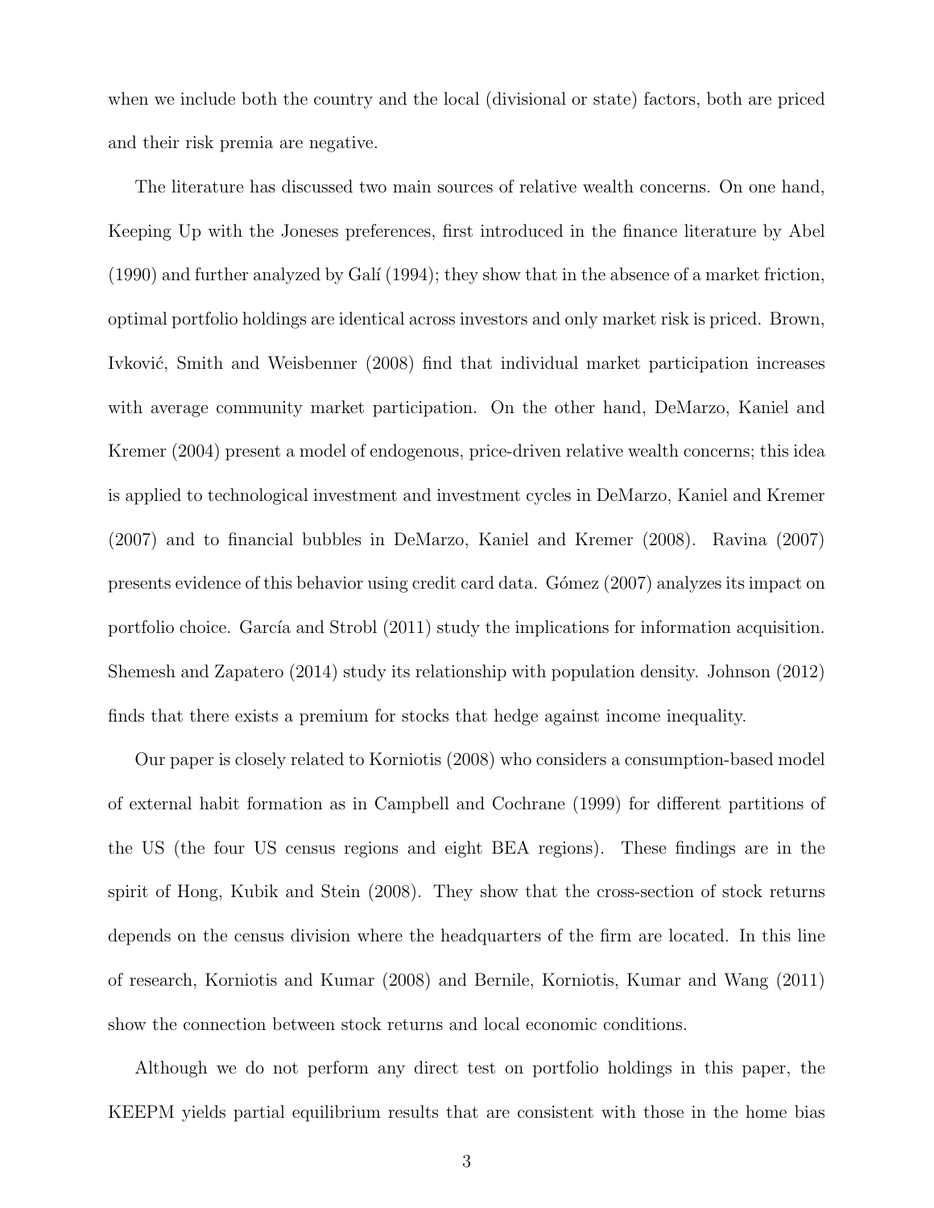when we include both the country and the local (divisional or state) factors, both are priced and their risk premia are negative.

The literature has discussed two main sources of relative wealth concerns. On one hand, Keeping Up with the Joneses preferences, first introduced in the finance literature by Abel (1990) and further analyzed by Galí (1994); they show that in the absence of a market friction, optimal portfolio holdings are identical across investors and only market risk is priced. Brown, Ivković, Smith and Weisbenner (2008) find that individual market participation increases with average community market participation. On the other hand, DeMarzo, Kaniel and Kremer (2004) present a model of endogenous, price-driven relative wealth concerns; this idea is applied to technological investment and investment cycles in DeMarzo, Kaniel and Kremer (2007) and to financial bubbles in DeMarzo, Kaniel and Kremer (2008). Ravina (2007) presents evidence of this behavior using credit card data. Gómez (2007) analyzes its impact on portfolio choice. García and Strobl (2011) study the implications for information acquisition. Shemesh and Zapatero (2014) study its relationship with population density. Johnson (2012) finds that there exists a premium for stocks that hedge against income inequality.

Our paper is closely related to Korniotis (2008) who considers a consumption-based model of external habit formation as in Campbell and Cochrane (1999) for different partitions of the US (the four US census regions and eight BEA regions). These findings are in the spirit of Hong, Kubik and Stein (2008). They show that the cross-section of stock returns depends on the census division where the headquarters of the firm are located. In this line of research, Korniotis and Kumar (2008) and Bernile, Korniotis, Kumar and Wang (2011) show the connection between stock returns and local economic conditions.

Although we do not perform any direct test on portfolio holdings in this paper, the KEEPM yields partial equilibrium results that are consistent with those in the home bias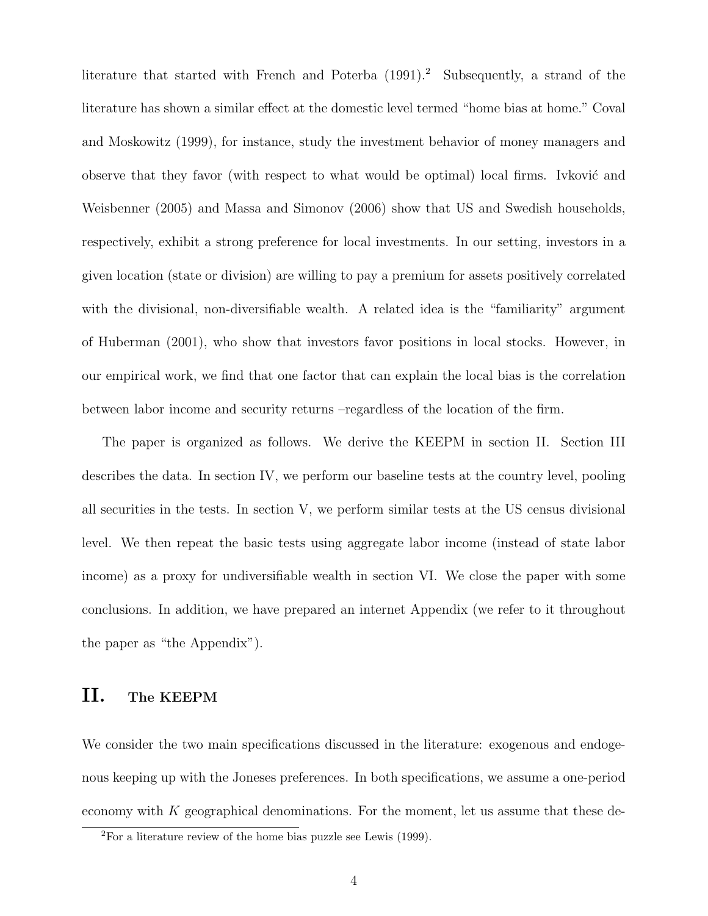literature that started with French and Poterba (1991).[2] Subsequently, a strand of the literature has shown a similar effect at the domestic level termed "home bias at home." Coval and Moskowitz (1999), for instance, study the investment behavior of money managers and observe that they favor (with respect to what would be optimal) local firms. Ivković and Weisbenner (2005) and Massa and Simonov (2006) show that US and Swedish households, respectively, exhibit a strong preference for local investments. In our setting, investors in a given location (state or division) are willing to pay a premium for assets positively correlated with the divisional, non-diversifiable wealth. A related idea is the "familiarity" argument of Huberman (2001), who show that investors favor positions in local stocks. However, in our empirical work, we find that one factor that can explain the local bias is the correlation between labor income and security returns –regardless of the location of the firm.

The paper is organized as follows. We derive the KEEPM in section II. Section III describes the data. In section IV, we perform our baseline tests at the country level, pooling all securities in the tests. In section V, we perform similar tests at the US census divisional level. We then repeat the basic tests using aggregate labor income (instead of state labor income) as a proxy for undiversifiable wealth in section VI. We close the paper with some conclusions. In addition, we have prepared an internet Appendix (we refer to it throughout the paper as "the Appendix").

## II. The KEEPM

We consider the two main specifications discussed in the literature: exogenous and endogenous keeping up with the Joneses preferences. In both specifications, we assume a one-period economy with $K$ geographical denominations. For the moment, let us assume that these de-

[2] For a literature review of the home bias puzzle see Lewis (1999).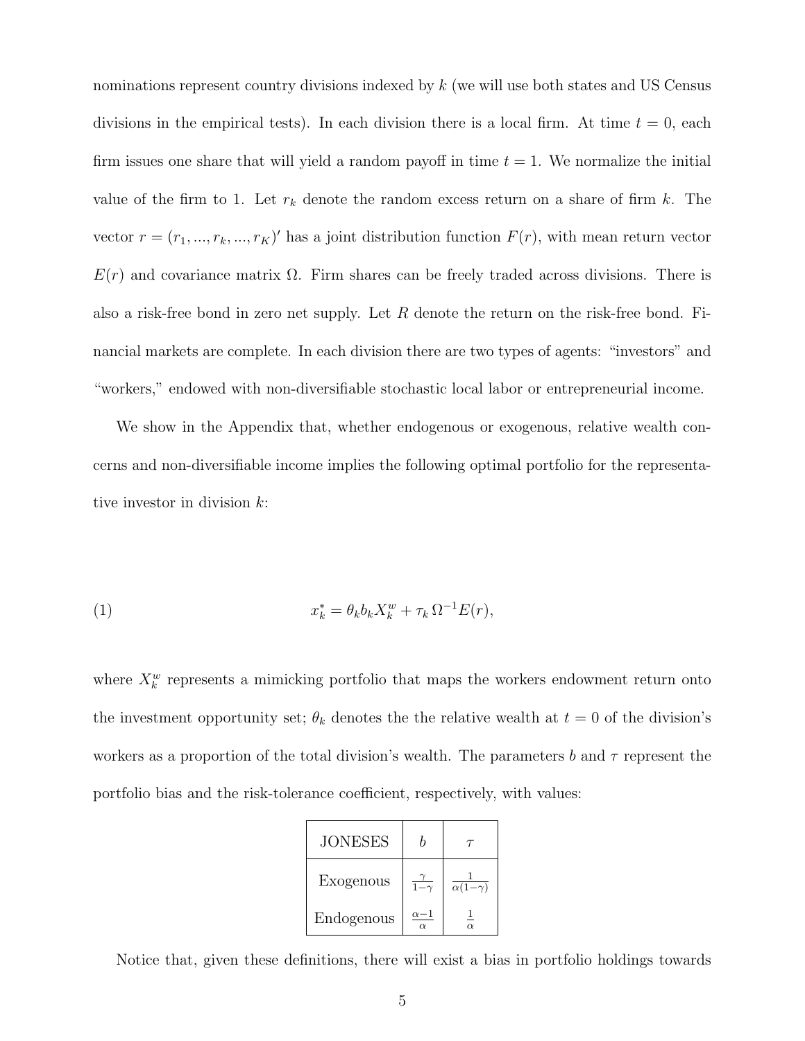nominations represent country divisions indexed by $k$ (we will use both states and US Census divisions in the empirical tests). In each division there is a local firm. At time $t = 0$, each firm issues one share that will yield a random payoff in time $t = 1$. We normalize the initial value of the firm to 1. Let $r_k$ denote the random excess return on a share of firm $k$. The vector $r = (r_1, ..., r_k, ..., r_K)'$ has a joint distribution function $F(r)$, with mean return vector $E(r)$ and covariance matrix $\Omega$. Firm shares can be freely traded across divisions. There is also a risk-free bond in zero net supply. Let $R$ denote the return on the risk-free bond. Financial markets are complete. In each division there are two types of agents: "investors" and "workers," endowed with non-diversifiable stochastic local labor or entrepreneurial income.

We show in the Appendix that, whether endogenous or exogenous, relative wealth concerns and non-diversifiable income implies the following optimal portfolio for the representative investor in division $k$:

$$x_k^* = \theta_k b_k X_k^w + \tau_k \, \Omega^{-1} E(r), \tag{1}$$

where $X_k^w$ represents a mimicking portfolio that maps the workers endowment return onto the investment opportunity set; $\theta_k$ denotes the the relative wealth at $t = 0$ of the division's workers as a proportion of the total division's wealth. The parameters $b$ and $\tau$ represent the portfolio bias and the risk-tolerance coefficient, respectively, with values:

| JONESES | $b$ | $\tau$ |
|---|---|---|
| Exogenous | $\frac{\gamma}{1-\gamma}$ | $\frac{1}{\alpha(1-\gamma)}$ |
| Endogenous | $\frac{\alpha-1}{\alpha}$ | $\frac{1}{\alpha}$ |

Notice that, given these definitions, there will exist a bias in portfolio holdings towards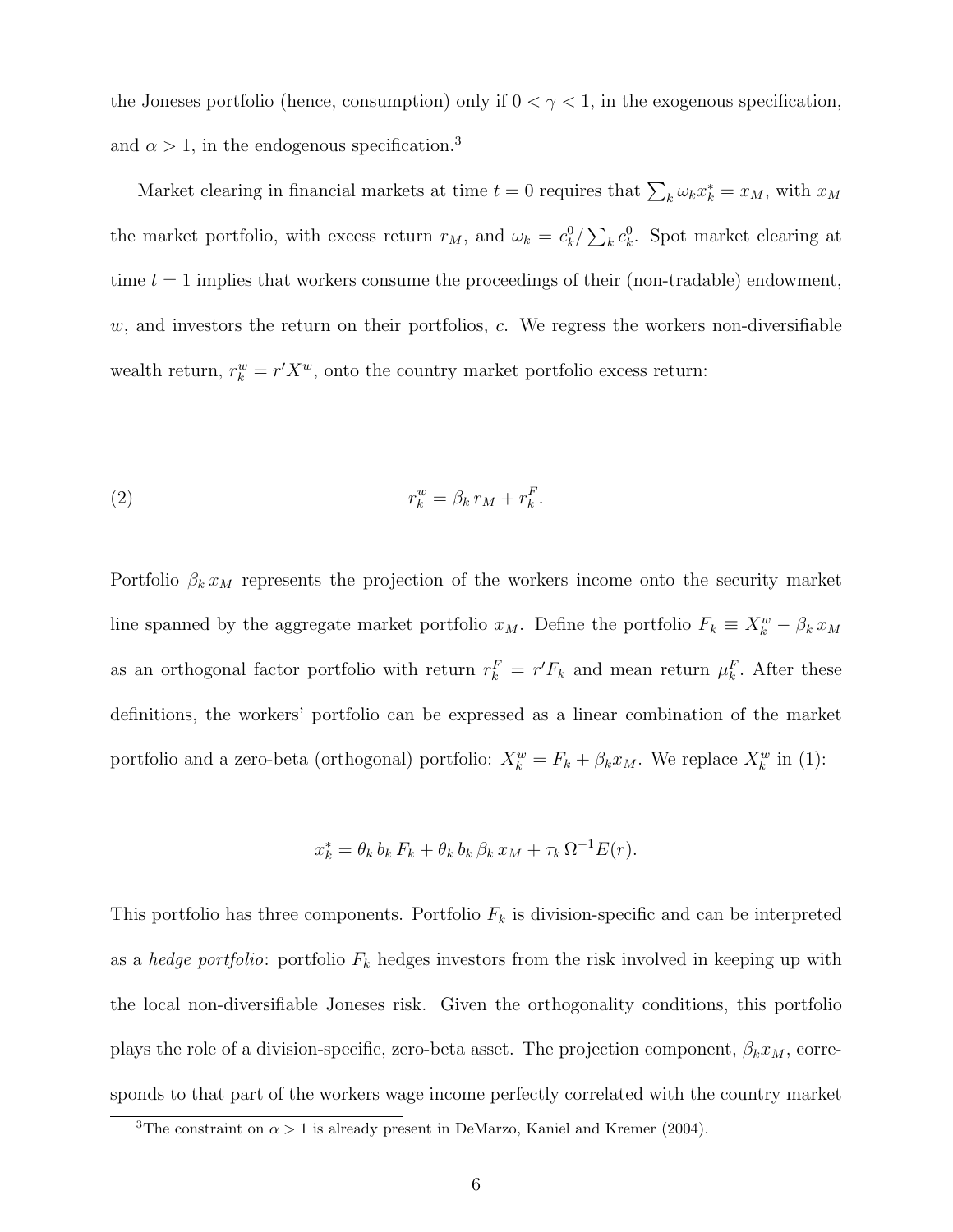the Joneses portfolio (hence, consumption) only if $0 < \gamma < 1$, in the exogenous specification, and $\alpha > 1$, in the endogenous specification.[3]

Market clearing in financial markets at time $t = 0$ requires that $\sum_k \omega_k x_k^* = x_M$, with $x_M$ the market portfolio, with excess return $r_M$, and $\omega_k = c_k^0 / \sum_k c_k^0$. Spot market clearing at time $t = 1$ implies that workers consume the proceedings of their (non-tradable) endowment, $w$, and investors the return on their portfolios, $c$. We regress the workers non-diversifiable wealth return, $r_k^w = r' X^w$, onto the country market portfolio excess return:

$$r_k^w = \beta_k \, r_M + r_k^F. \tag{2}$$

Portfolio $\beta_k \, x_M$ represents the projection of the workers income onto the security market line spanned by the aggregate market portfolio $x_M$. Define the portfolio $F_k \equiv X_k^w - \beta_k \, x_M$ as an orthogonal factor portfolio with return $r_k^F = r' F_k$ and mean return $\mu_k^F$. After these definitions, the workers' portfolio can be expressed as a linear combination of the market portfolio and a zero-beta (orthogonal) portfolio: $X_k^w = F_k + \beta_k x_M$. We replace $X_k^w$ in (1):

$$x_k^* = \theta_k \, b_k \, F_k + \theta_k \, b_k \, \beta_k \, x_M + \tau_k \, \Omega^{-1} E(r).$$

This portfolio has three components. Portfolio $F_k$ is division-specific and can be interpreted as a *hedge portfolio*: portfolio $F_k$ hedges investors from the risk involved in keeping up with the local non-diversifiable Joneses risk. Given the orthogonality conditions, this portfolio plays the role of a division-specific, zero-beta asset. The projection component, $\beta_k x_M$, corresponds to that part of the workers wage income perfectly correlated with the country market

[3] The constraint on $\alpha > 1$ is already present in DeMarzo, Kaniel and Kremer (2004).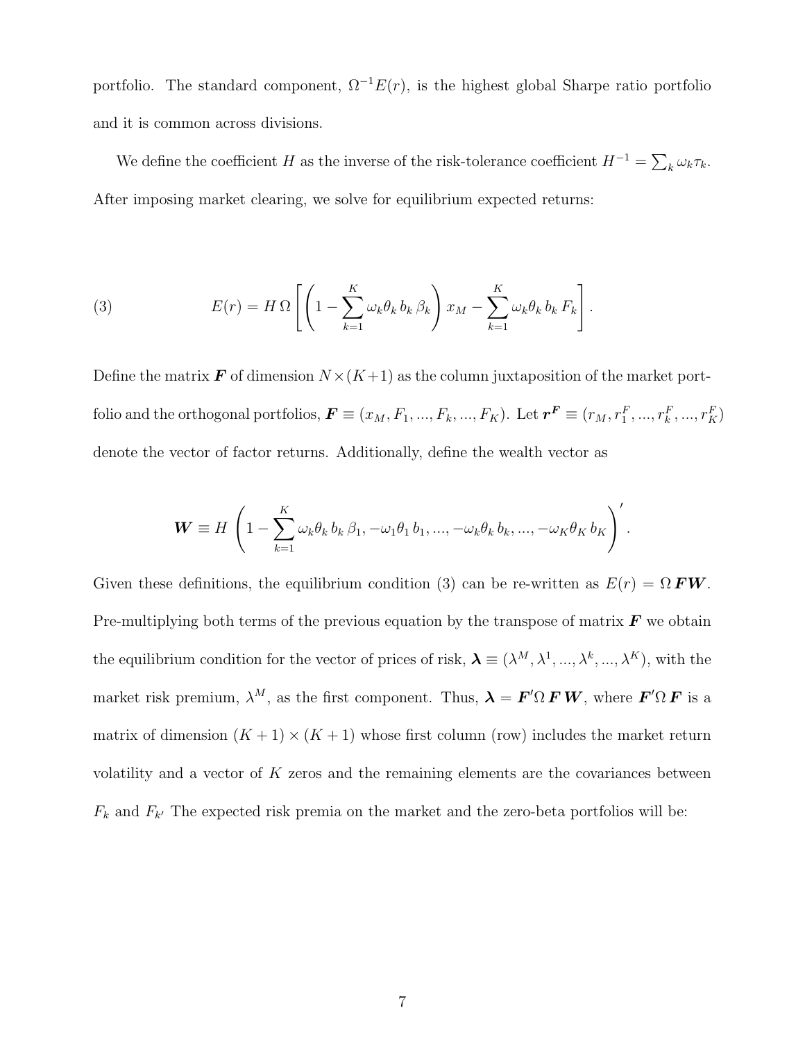portfolio. The standard component, $\Omega^{-1}E(r)$, is the highest global Sharpe ratio portfolio and it is common across divisions.

We define the coefficient $H$ as the inverse of the risk-tolerance coefficient $H^{-1} = \sum_k \omega_k \tau_k$. After imposing market clearing, we solve for equilibrium expected returns:

$$E(r) = H\,\Omega \left[ \left( 1 - \sum_{k=1}^{K} \omega_k \theta_k \, b_k \, \beta_k \right) x_M - \sum_{k=1}^{K} \omega_k \theta_k \, b_k \, F_k \right]. \tag{3}$$

Define the matrix $\boldsymbol{F}$ of dimension $N \times (K+1)$ as the column juxtaposition of the market portfolio and the orthogonal portfolios, $\boldsymbol{F} \equiv (x_M, F_1, ..., F_k, ..., F_K)$. Let $\boldsymbol{r^F} \equiv (r_M, r_1^F, ..., r_k^F, ..., r_K^F)$ denote the vector of factor returns. Additionally, define the wealth vector as

$$\boldsymbol{W} \equiv H \left( 1 - \sum_{k=1}^{K} \omega_k \theta_k \, b_k \, \beta_1, -\omega_1 \theta_1 \, b_1, ..., -\omega_k \theta_k \, b_k, ..., -\omega_K \theta_K \, b_K \right)'.$$

Given these definitions, the equilibrium condition (3) can be re-written as $E(r) = \Omega\, \boldsymbol{F} \boldsymbol{W}$. Pre-multiplying both terms of the previous equation by the transpose of matrix $\boldsymbol{F}$ we obtain the equilibrium condition for the vector of prices of risk, $\boldsymbol{\lambda} \equiv (\lambda^M, \lambda^1, ..., \lambda^k, ..., \lambda^K)$, with the market risk premium, $\lambda^M$, as the first component. Thus, $\boldsymbol{\lambda} = \boldsymbol{F}'\Omega\, \boldsymbol{F}\, \boldsymbol{W}$, where $\boldsymbol{F}'\Omega\, \boldsymbol{F}$ is a matrix of dimension $(K+1) \times (K+1)$ whose first column (row) includes the market return volatility and a vector of $K$ zeros and the remaining elements are the covariances between $F_k$ and $F_{k'}$ The expected risk premia on the market and the zero-beta portfolios will be: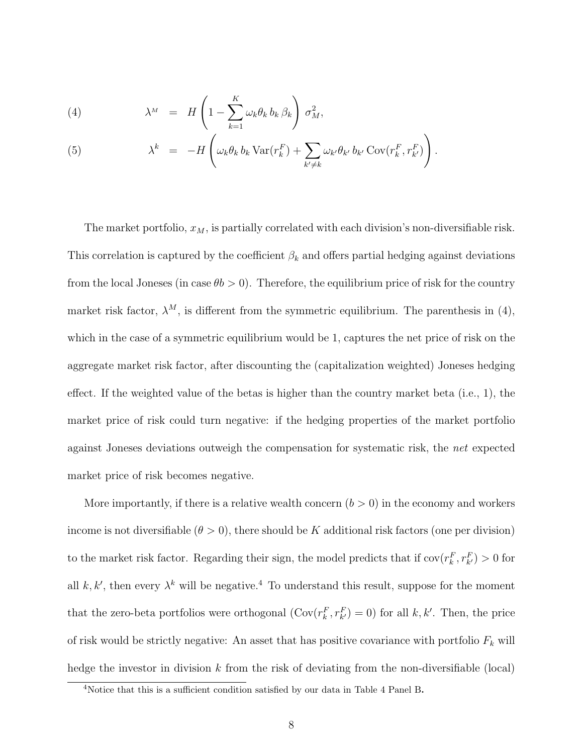$$\lambda^{M} = H\left(1 - \sum_{k=1}^{K} \omega_k \theta_k \, b_k \, \beta_k\right) \sigma_M^2, \tag{4}$$

$$\lambda^{k} = -H\left(\omega_k \theta_k \, b_k \, \mathrm{Var}(r_k^F) + \sum_{k' \neq k} \omega_{k'} \theta_{k'} \, b_{k'} \, \mathrm{Cov}(r_k^F, r_{k'}^F)\right). \tag{5}$$

The market portfolio, $x_M$, is partially correlated with each division's non-diversifiable risk. This correlation is captured by the coefficient $\beta_k$ and offers partial hedging against deviations from the local Joneses (in case $\theta b > 0$). Therefore, the equilibrium price of risk for the country market risk factor, $\lambda^M$, is different from the symmetric equilibrium. The parenthesis in (4), which in the case of a symmetric equilibrium would be 1, captures the net price of risk on the aggregate market risk factor, after discounting the (capitalization weighted) Joneses hedging effect. If the weighted value of the betas is higher than the country market beta (i.e., 1), the market price of risk could turn negative: if the hedging properties of the market portfolio against Joneses deviations outweigh the compensation for systematic risk, the *net* expected market price of risk becomes negative.

More importantly, if there is a relative wealth concern ($b > 0$) in the economy and workers income is not diversifiable ($\theta > 0$), there should be $K$ additional risk factors (one per division) to the market risk factor. Regarding their sign, the model predicts that if $\mathrm{cov}(r_k^F, r_{k'}^F) > 0$ for all $k, k'$, then every $\lambda^k$ will be negative.[4] To understand this result, suppose for the moment that the zero-beta portfolios were orthogonal ($\mathrm{Cov}(r_k^F, r_{k'}^F) = 0$) for all $k, k'$. Then, the price of risk would be strictly negative: An asset that has positive covariance with portfolio $F_k$ will hedge the investor in division $k$ from the risk of deviating from the non-diversifiable (local)

[4] Notice that this is a sufficient condition satisfied by our data in Table 4 Panel B.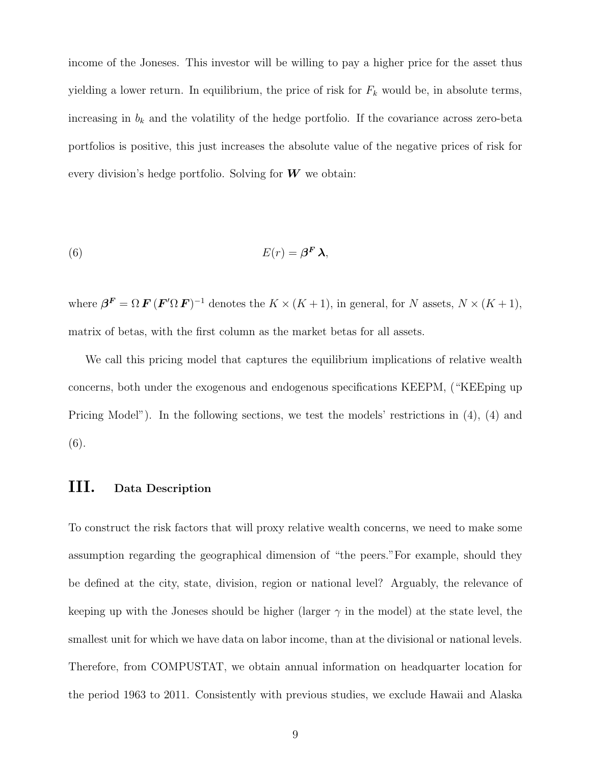income of the Joneses. This investor will be willing to pay a higher price for the asset thus yielding a lower return. In equilibrium, the price of risk for $F_k$ would be, in absolute terms, increasing in $b_k$ and the volatility of the hedge portfolio. If the covariance across zero-beta portfolios is positive, this just increases the absolute value of the negative prices of risk for every division's hedge portfolio. Solving for $\boldsymbol{W}$ we obtain:

$$E(r) = \boldsymbol{\beta^F}\, \boldsymbol{\lambda}, \tag{6}$$

where $\boldsymbol{\beta^F} = \Omega\, \boldsymbol{F}\, (\boldsymbol{F}'\Omega\, \boldsymbol{F})^{-1}$ denotes the $K \times (K+1)$, in general, for $N$ assets, $N \times (K+1)$, matrix of betas, with the first column as the market betas for all assets.

We call this pricing model that captures the equilibrium implications of relative wealth concerns, both under the exogenous and endogenous specifications KEEPM, ("KEEping up Pricing Model"). In the following sections, we test the models' restrictions in (4), (4) and (6).

# III. Data Description

To construct the risk factors that will proxy relative wealth concerns, we need to make some assumption regarding the geographical dimension of "the peers."For example, should they be defined at the city, state, division, region or national level? Arguably, the relevance of keeping up with the Joneses should be higher (larger $\gamma$ in the model) at the state level, the smallest unit for which we have data on labor income, than at the divisional or national levels. Therefore, from COMPUSTAT, we obtain annual information on headquarter location for the period 1963 to 2011. Consistently with previous studies, we exclude Hawaii and Alaska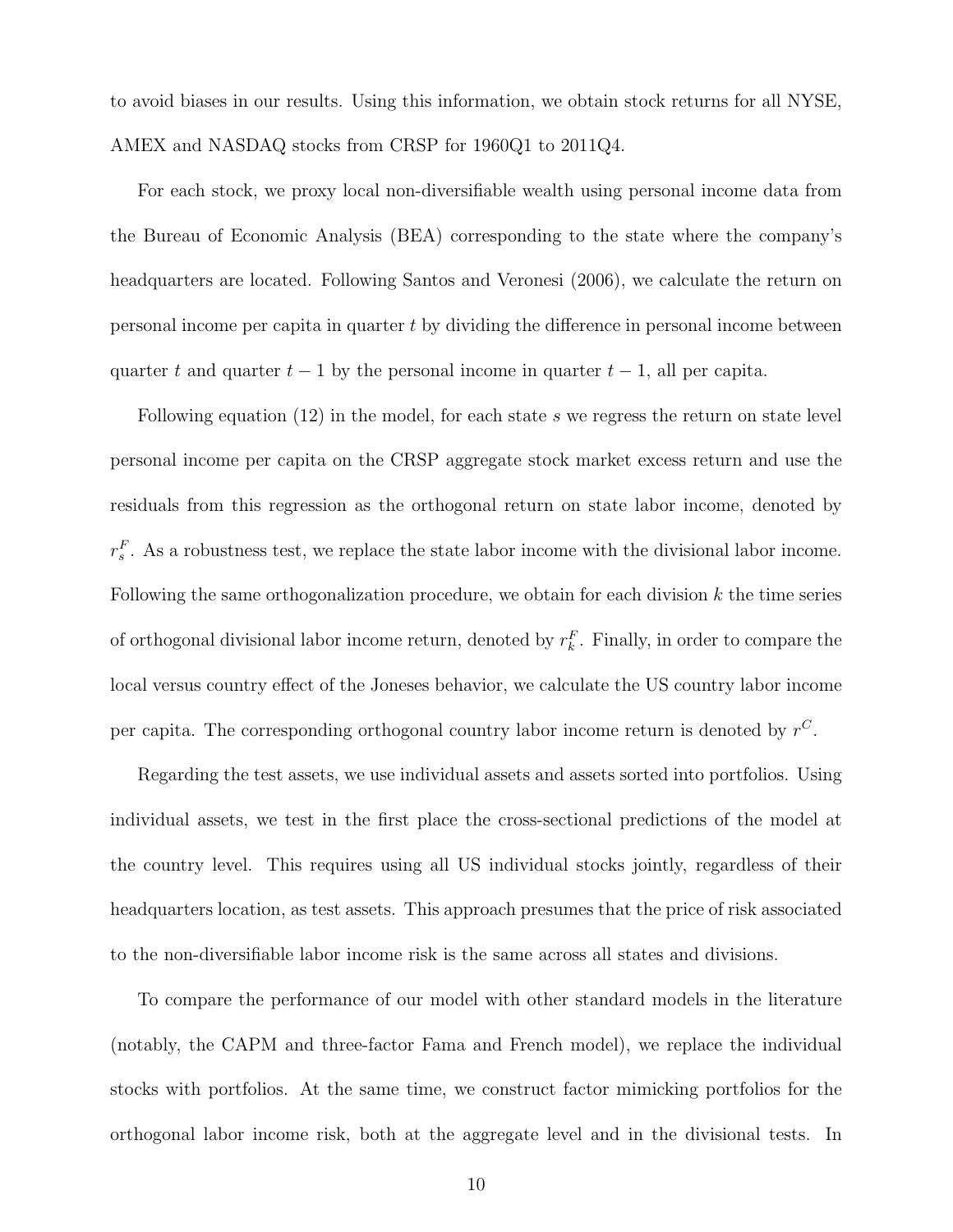to avoid biases in our results. Using this information, we obtain stock returns for all NYSE, AMEX and NASDAQ stocks from CRSP for 1960Q1 to 2011Q4.

For each stock, we proxy local non-diversifiable wealth using personal income data from the Bureau of Economic Analysis (BEA) corresponding to the state where the company's headquarters are located. Following Santos and Veronesi (2006), we calculate the return on personal income per capita in quarter $t$ by dividing the difference in personal income between quarter $t$ and quarter $t-1$ by the personal income in quarter $t-1$, all per capita.

Following equation (12) in the model, for each state $s$ we regress the return on state level personal income per capita on the CRSP aggregate stock market excess return and use the residuals from this regression as the orthogonal return on state labor income, denoted by $r_s^F$. As a robustness test, we replace the state labor income with the divisional labor income. Following the same orthogonalization procedure, we obtain for each division $k$ the time series of orthogonal divisional labor income return, denoted by $r_k^F$. Finally, in order to compare the local versus country effect of the Joneses behavior, we calculate the US country labor income per capita. The corresponding orthogonal country labor income return is denoted by $r^C$.

Regarding the test assets, we use individual assets and assets sorted into portfolios. Using individual assets, we test in the first place the cross-sectional predictions of the model at the country level. This requires using all US individual stocks jointly, regardless of their headquarters location, as test assets. This approach presumes that the price of risk associated to the non-diversifiable labor income risk is the same across all states and divisions.

To compare the performance of our model with other standard models in the literature (notably, the CAPM and three-factor Fama and French model), we replace the individual stocks with portfolios. At the same time, we construct factor mimicking portfolios for the orthogonal labor income risk, both at the aggregate level and in the divisional tests. In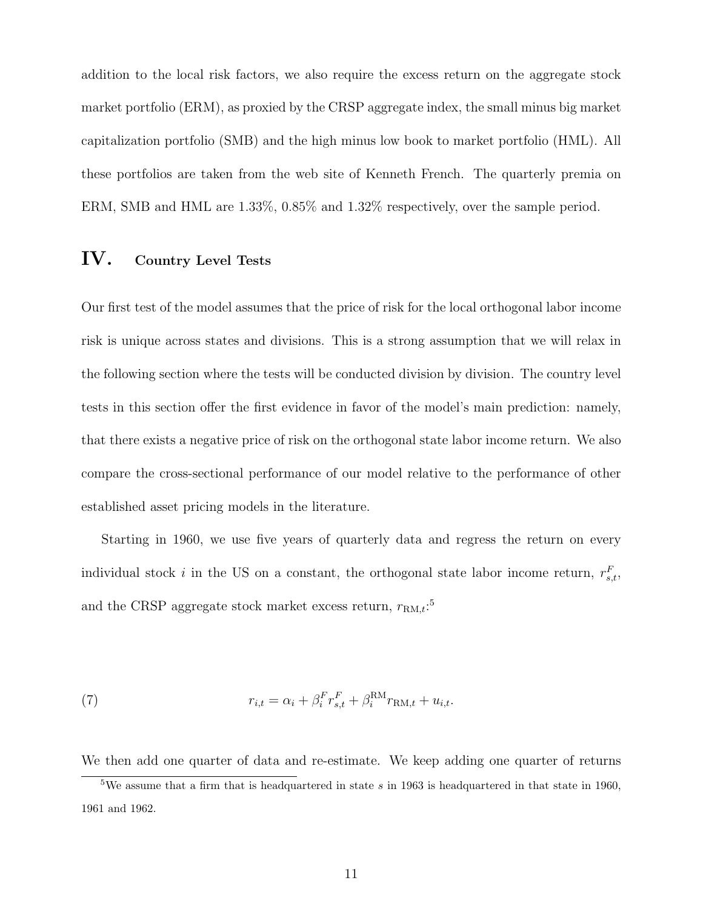addition to the local risk factors, we also require the excess return on the aggregate stock market portfolio (ERM), as proxied by the CRSP aggregate index, the small minus big market capitalization portfolio (SMB) and the high minus low book to market portfolio (HML). All these portfolios are taken from the web site of Kenneth French. The quarterly premia on ERM, SMB and HML are 1.33%, 0.85% and 1.32% respectively, over the sample period.

## IV. Country Level Tests

Our first test of the model assumes that the price of risk for the local orthogonal labor income risk is unique across states and divisions. This is a strong assumption that we will relax in the following section where the tests will be conducted division by division. The country level tests in this section offer the first evidence in favor of the model's main prediction: namely, that there exists a negative price of risk on the orthogonal state labor income return. We also compare the cross-sectional performance of our model relative to the performance of other established asset pricing models in the literature.

Starting in 1960, we use five years of quarterly data and regress the return on every individual stock $i$ in the US on a constant, the orthogonal state labor income return, $r^F_{s,t}$, and the CRSP aggregate stock market excess return, $r_{\mathrm{RM},t}$:[5]

$$r_{i,t} = \alpha_i + \beta_i^F r^F_{s,t} + \beta_i^{\mathrm{RM}} r_{\mathrm{RM},t} + u_{i,t}. \tag{7}$$

We then add one quarter of data and re-estimate. We keep adding one quarter of returns

[5] We assume that a firm that is headquartered in state $s$ in 1963 is headquartered in that state in 1960, 1961 and 1962.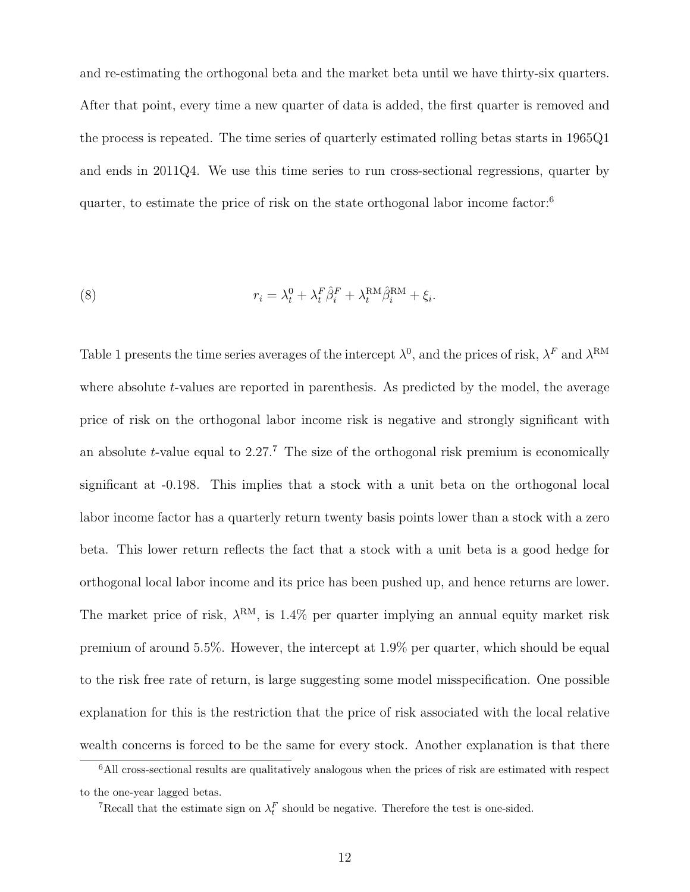and re-estimating the orthogonal beta and the market beta until we have thirty-six quarters. After that point, every time a new quarter of data is added, the first quarter is removed and the process is repeated. The time series of quarterly estimated rolling betas starts in 1965Q1 and ends in 2011Q4. We use this time series to run cross-sectional regressions, quarter by quarter, to estimate the price of risk on the state orthogonal labor income factor:[6]

$$r_i = \lambda_t^0 + \lambda_t^F \hat{\beta}_i^F + \lambda_t^{\text{RM}} \hat{\beta}_i^{\text{RM}} + \xi_i. \tag{8}$$

Table 1 presents the time series averages of the intercept $\lambda^0$, and the prices of risk, $\lambda^F$ and $\lambda^{\text{RM}}$ where absolute $t$-values are reported in parenthesis. As predicted by the model, the average price of risk on the orthogonal labor income risk is negative and strongly significant with an absolute $t$-value equal to 2.27.[7] The size of the orthogonal risk premium is economically significant at -0.198. This implies that a stock with a unit beta on the orthogonal local labor income factor has a quarterly return twenty basis points lower than a stock with a zero beta. This lower return reflects the fact that a stock with a unit beta is a good hedge for orthogonal local labor income and its price has been pushed up, and hence returns are lower. The market price of risk, $\lambda^{\text{RM}}$, is 1.4% per quarter implying an annual equity market risk premium of around 5.5%. However, the intercept at 1.9% per quarter, which should be equal to the risk free rate of return, is large suggesting some model misspecification. One possible explanation for this is the restriction that the price of risk associated with the local relative wealth concerns is forced to be the same for every stock. Another explanation is that there

[6] All cross-sectional results are qualitatively analogous when the prices of risk are estimated with respect to the one-year lagged betas.

[7] Recall that the estimate sign on $\lambda_t^F$ should be negative. Therefore the test is one-sided.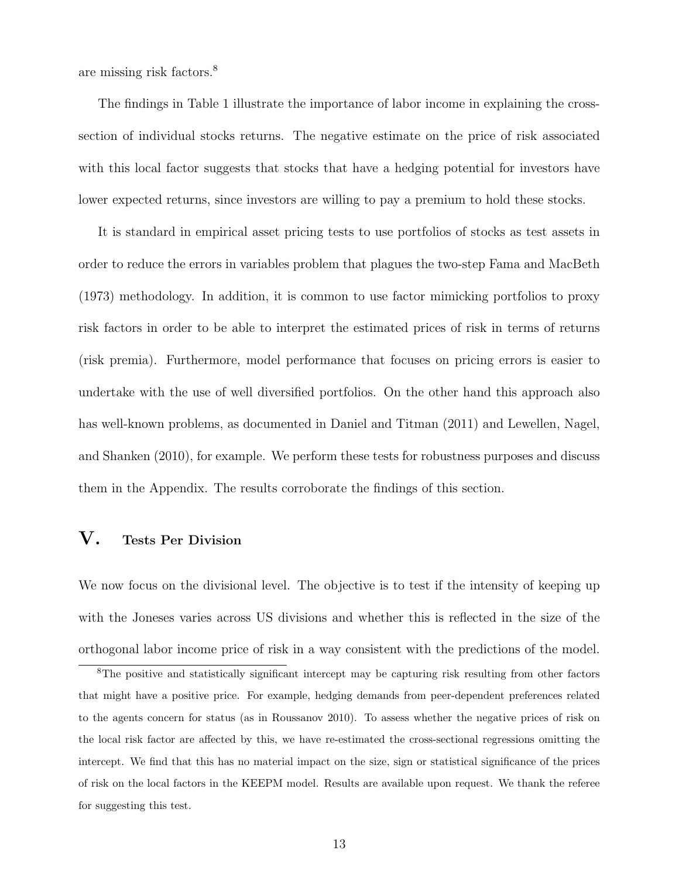are missing risk factors.[8]

The findings in Table 1 illustrate the importance of labor income in explaining the cross-section of individual stocks returns. The negative estimate on the price of risk associated with this local factor suggests that stocks that have a hedging potential for investors have lower expected returns, since investors are willing to pay a premium to hold these stocks.

It is standard in empirical asset pricing tests to use portfolios of stocks as test assets in order to reduce the errors in variables problem that plagues the two-step Fama and MacBeth (1973) methodology. In addition, it is common to use factor mimicking portfolios to proxy risk factors in order to be able to interpret the estimated prices of risk in terms of returns (risk premia). Furthermore, model performance that focuses on pricing errors is easier to undertake with the use of well diversified portfolios. On the other hand this approach also has well-known problems, as documented in Daniel and Titman (2011) and Lewellen, Nagel, and Shanken (2010), for example. We perform these tests for robustness purposes and discuss them in the Appendix. The results corroborate the findings of this section.

# V. Tests Per Division

We now focus on the divisional level. The objective is to test if the intensity of keeping up with the Joneses varies across US divisions and whether this is reflected in the size of the orthogonal labor income price of risk in a way consistent with the predictions of the model.

[8] The positive and statistically significant intercept may be capturing risk resulting from other factors that might have a positive price. For example, hedging demands from peer-dependent preferences related to the agents concern for status (as in Roussanov 2010). To assess whether the negative prices of risk on the local risk factor are affected by this, we have re-estimated the cross-sectional regressions omitting the intercept. We find that this has no material impact on the size, sign or statistical significance of the prices of risk on the local factors in the KEEPM model. Results are available upon request. We thank the referee for suggesting this test.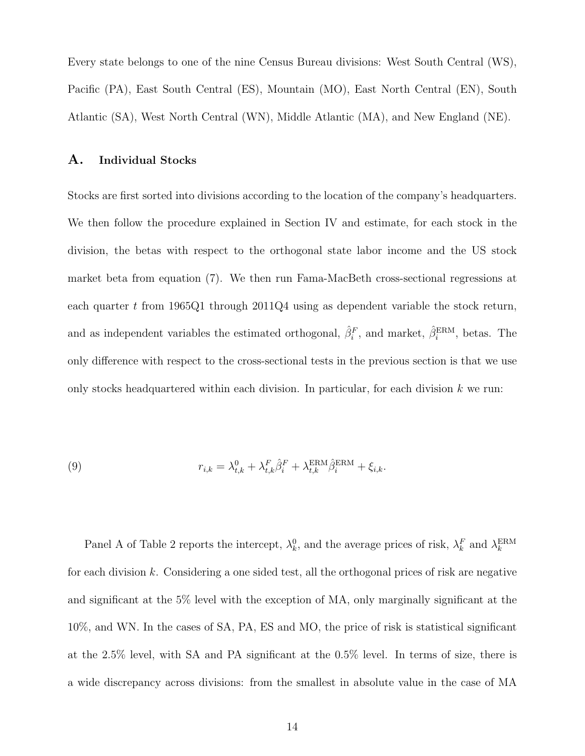Every state belongs to one of the nine Census Bureau divisions: West South Central (WS), Pacific (PA), East South Central (ES), Mountain (MO), East North Central (EN), South Atlantic (SA), West North Central (WN), Middle Atlantic (MA), and New England (NE).

### A. Individual Stocks

Stocks are first sorted into divisions according to the location of the company's headquarters. We then follow the procedure explained in Section IV and estimate, for each stock in the division, the betas with respect to the orthogonal state labor income and the US stock market beta from equation (7). We then run Fama-MacBeth cross-sectional regressions at each quarter $t$ from 1965Q1 through 2011Q4 using as dependent variable the stock return, and as independent variables the estimated orthogonal, $\hat{\beta}_i^F$, and market, $\hat{\beta}_i^{\text{ERM}}$, betas. The only difference with respect to the cross-sectional tests in the previous section is that we use only stocks headquartered within each division. In particular, for each division $k$ we run:

$$r_{i,k} = \lambda_{t,k}^0 + \lambda_{t,k}^F \hat{\beta}_i^F + \lambda_{t,k}^{\text{ERM}} \hat{\beta}_i^{\text{ERM}} + \xi_{i,k}. \tag{9}$$

Panel A of Table 2 reports the intercept, $\lambda_k^0$, and the average prices of risk, $\lambda_k^F$ and $\lambda_k^{\text{ERM}}$ for each division $k$. Considering a one sided test, all the orthogonal prices of risk are negative and significant at the 5% level with the exception of MA, only marginally significant at the 10%, and WN. In the cases of SA, PA, ES and MO, the price of risk is statistical significant at the 2.5% level, with SA and PA significant at the 0.5% level. In terms of size, there is a wide discrepancy across divisions: from the smallest in absolute value in the case of MA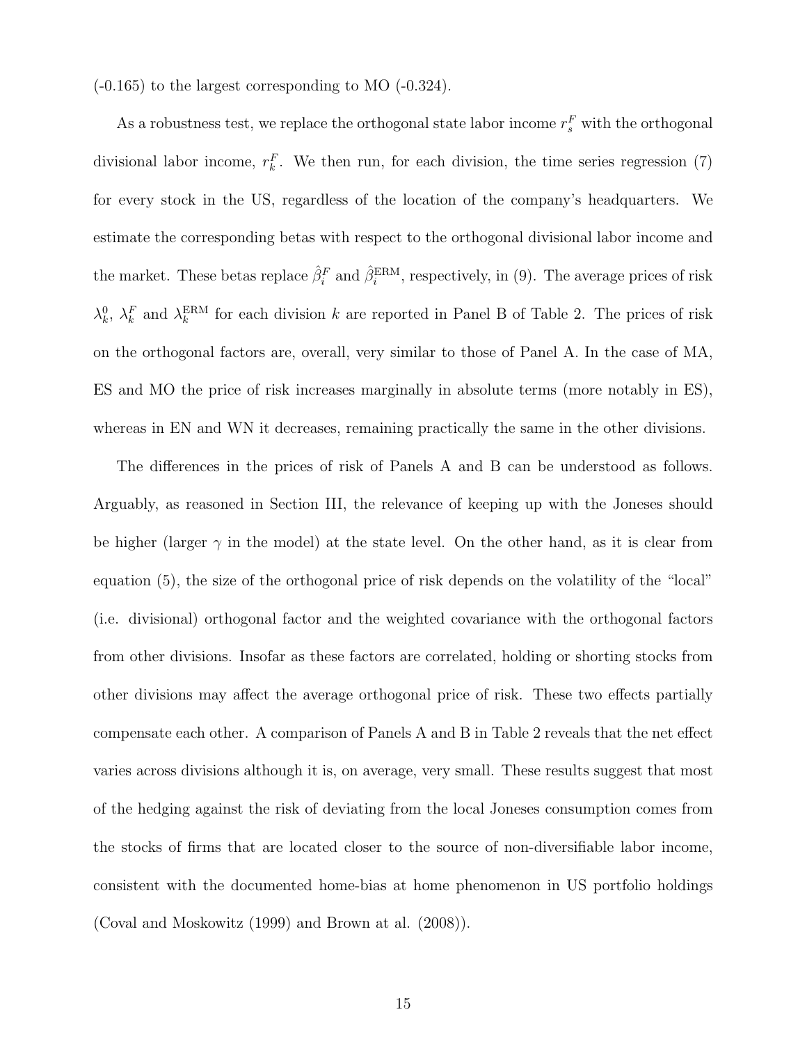(-0.165) to the largest corresponding to MO (-0.324).

As a robustness test, we replace the orthogonal state labor income $r_s^F$ with the orthogonal divisional labor income, $r_k^F$. We then run, for each division, the time series regression (7) for every stock in the US, regardless of the location of the company's headquarters. We estimate the corresponding betas with respect to the orthogonal divisional labor income and the market. These betas replace $\hat{\beta}_i^F$ and $\hat{\beta}_i^{\text{ERM}}$, respectively, in (9). The average prices of risk $\lambda_k^0$, $\lambda_k^F$ and $\lambda_k^{\text{ERM}}$ for each division $k$ are reported in Panel B of Table 2. The prices of risk on the orthogonal factors are, overall, very similar to those of Panel A. In the case of MA, ES and MO the price of risk increases marginally in absolute terms (more notably in ES), whereas in EN and WN it decreases, remaining practically the same in the other divisions.

The differences in the prices of risk of Panels A and B can be understood as follows. Arguably, as reasoned in Section III, the relevance of keeping up with the Joneses should be higher (larger $\gamma$ in the model) at the state level. On the other hand, as it is clear from equation (5), the size of the orthogonal price of risk depends on the volatility of the "local" (i.e. divisional) orthogonal factor and the weighted covariance with the orthogonal factors from other divisions. Insofar as these factors are correlated, holding or shorting stocks from other divisions may affect the average orthogonal price of risk. These two effects partially compensate each other. A comparison of Panels A and B in Table 2 reveals that the net effect varies across divisions although it is, on average, very small. These results suggest that most of the hedging against the risk of deviating from the local Joneses consumption comes from the stocks of firms that are located closer to the source of non-diversifiable labor income, consistent with the documented home-bias at home phenomenon in US portfolio holdings (Coval and Moskowitz (1999) and Brown at al. (2008)).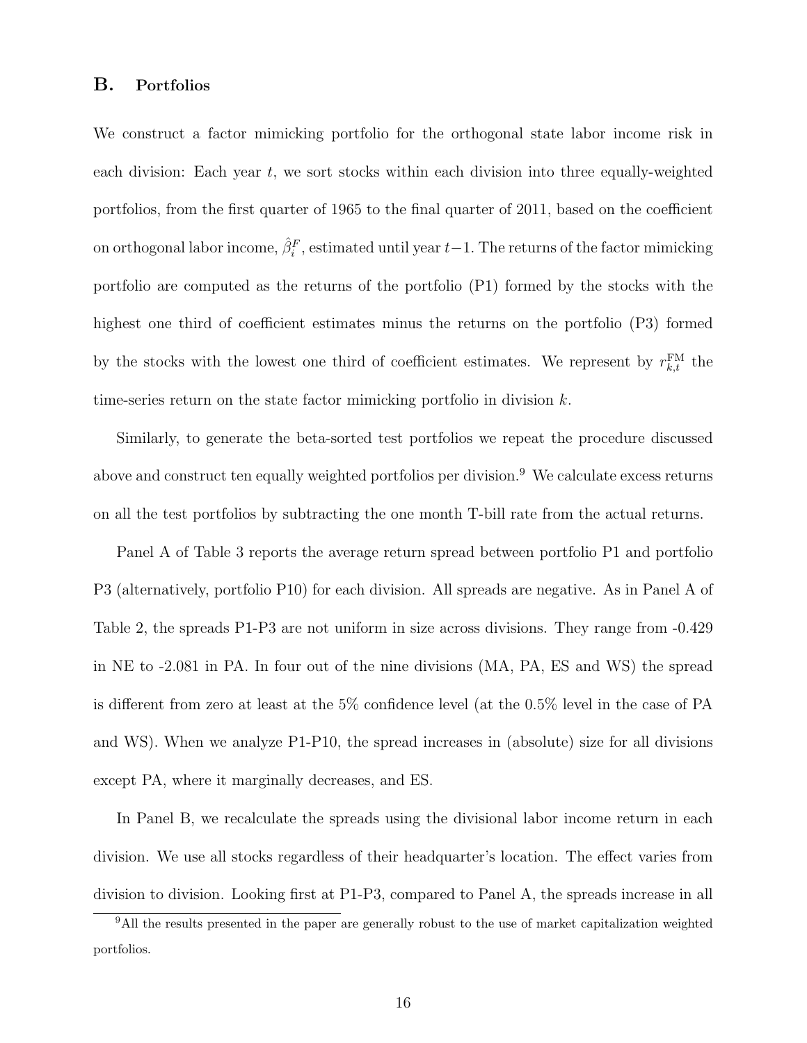## B. Portfolios

We construct a factor mimicking portfolio for the orthogonal state labor income risk in each division: Each year $t$, we sort stocks within each division into three equally-weighted portfolios, from the first quarter of 1965 to the final quarter of 2011, based on the coefficient on orthogonal labor income, $\hat{\beta}_i^F$, estimated until year $t-1$. The returns of the factor mimicking portfolio are computed as the returns of the portfolio (P1) formed by the stocks with the highest one third of coefficient estimates minus the returns on the portfolio (P3) formed by the stocks with the lowest one third of coefficient estimates. We represent by $r_{k,t}^{\mathrm{FM}}$ the time-series return on the state factor mimicking portfolio in division $k$.

Similarly, to generate the beta-sorted test portfolios we repeat the procedure discussed above and construct ten equally weighted portfolios per division.[9] We calculate excess returns on all the test portfolios by subtracting the one month T-bill rate from the actual returns.

Panel A of Table 3 reports the average return spread between portfolio P1 and portfolio P3 (alternatively, portfolio P10) for each division. All spreads are negative. As in Panel A of Table 2, the spreads P1-P3 are not uniform in size across divisions. They range from -0.429 in NE to -2.081 in PA. In four out of the nine divisions (MA, PA, ES and WS) the spread is different from zero at least at the 5% confidence level (at the 0.5% level in the case of PA and WS). When we analyze P1-P10, the spread increases in (absolute) size for all divisions except PA, where it marginally decreases, and ES.

In Panel B, we recalculate the spreads using the divisional labor income return in each division. We use all stocks regardless of their headquarter's location. The effect varies from division to division. Looking first at P1-P3, compared to Panel A, the spreads increase in all

[9]All the results presented in the paper are generally robust to the use of market capitalization weighted portfolios.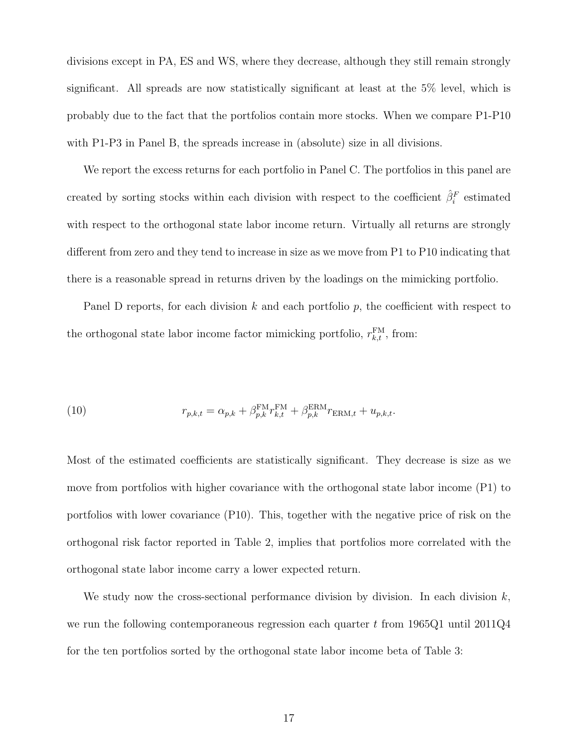divisions except in PA, ES and WS, where they decrease, although they still remain strongly significant. All spreads are now statistically significant at least at the 5% level, which is probably due to the fact that the portfolios contain more stocks. When we compare P1-P10 with P1-P3 in Panel B, the spreads increase in (absolute) size in all divisions.

We report the excess returns for each portfolio in Panel C. The portfolios in this panel are created by sorting stocks within each division with respect to the coefficient $\hat{\beta}_i^F$ estimated with respect to the orthogonal state labor income return. Virtually all returns are strongly different from zero and they tend to increase in size as we move from P1 to P10 indicating that there is a reasonable spread in returns driven by the loadings on the mimicking portfolio.

Panel D reports, for each division $k$ and each portfolio $p$, the coefficient with respect to the orthogonal state labor income factor mimicking portfolio, $r_{k,t}^{\text{FM}}$, from:

$$r_{p,k,t} = \alpha_{p,k} + \beta_{p,k}^{\text{FM}} r_{k,t}^{\text{FM}} + \beta_{p,k}^{\text{ERM}} r_{\text{ERM},t} + u_{p,k,t}. \tag{10}$$

Most of the estimated coefficients are statistically significant. They decrease is size as we move from portfolios with higher covariance with the orthogonal state labor income (P1) to portfolios with lower covariance (P10). This, together with the negative price of risk on the orthogonal risk factor reported in Table 2, implies that portfolios more correlated with the orthogonal state labor income carry a lower expected return.

We study now the cross-sectional performance division by division. In each division $k$, we run the following contemporaneous regression each quarter $t$ from 1965Q1 until 2011Q4 for the ten portfolios sorted by the orthogonal state labor income beta of Table 3: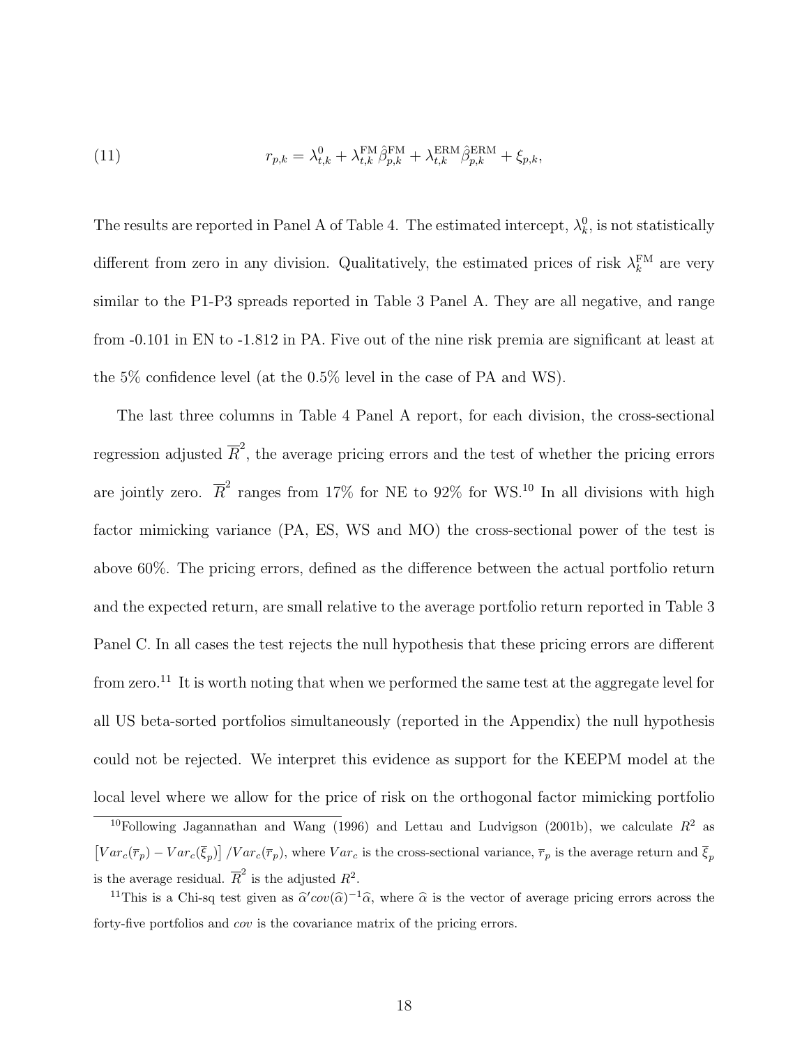$$r_{p,k} = \lambda^0_{t,k} + \lambda^{\text{FM}}_{t,k}\hat{\beta}^{\text{FM}}_{p,k} + \lambda^{\text{ERM}}_{t,k}\hat{\beta}^{\text{ERM}}_{p,k} + \xi_{p,k}, \tag{11}$$

The results are reported in Panel A of Table 4. The estimated intercept, $\lambda^0_k$, is not statistically different from zero in any division. Qualitatively, the estimated prices of risk $\lambda^{\text{FM}}_k$ are very similar to the P1-P3 spreads reported in Table 3 Panel A. They are all negative, and range from -0.101 in EN to -1.812 in PA. Five out of the nine risk premia are significant at least at the 5% confidence level (at the 0.5% level in the case of PA and WS).

The last three columns in Table 4 Panel A report, for each division, the cross-sectional regression adjusted $\overline{R}^2$, the average pricing errors and the test of whether the pricing errors are jointly zero. $\overline{R}^2$ ranges from 17% for NE to 92% for WS.[10] In all divisions with high factor mimicking variance (PA, ES, WS and MO) the cross-sectional power of the test is above 60%. The pricing errors, defined as the difference between the actual portfolio return and the expected return, are small relative to the average portfolio return reported in Table 3 Panel C. In all cases the test rejects the null hypothesis that these pricing errors are different from zero.[11] It is worth noting that when we performed the same test at the aggregate level for all US beta-sorted portfolios simultaneously (reported in the Appendix) the null hypothesis could not be rejected. We interpret this evidence as support for the KEEPM model at the local level where we allow for the price of risk on the orthogonal factor mimicking portfolio

[10] Following Jagannathan and Wang (1996) and Lettau and Ludvigson (2001b), we calculate $R^2$ as $\left[Var_c(\overline{r}_p) - Var_c(\overline{\xi}_p)\right]/Var_c(\overline{r}_p)$, where $Var_c$ is the cross-sectional variance, $\overline{r}_p$ is the average return and $\overline{\xi}_p$ is the average residual. $\overline{R}^2$ is the adjusted $R^2$.

[11] This is a Chi-sq test given as $\widehat{\alpha}'cov(\widehat{\alpha})^{-1}\widehat{\alpha}$, where $\widehat{\alpha}$ is the vector of average pricing errors across the forty-five portfolios and $cov$ is the covariance matrix of the pricing errors.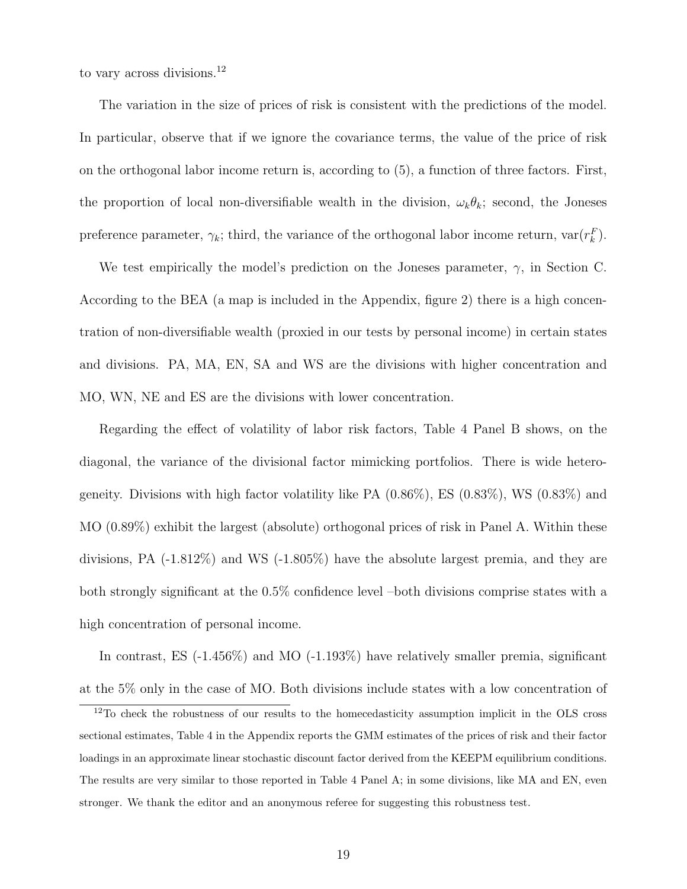to vary across divisions.[12]

The variation in the size of prices of risk is consistent with the predictions of the model. In particular, observe that if we ignore the covariance terms, the value of the price of risk on the orthogonal labor income return is, according to (5), a function of three factors. First, the proportion of local non-diversifiable wealth in the division, $\omega_k \theta_k$; second, the Joneses preference parameter, $\gamma_k$; third, the variance of the orthogonal labor income return, $\text{var}(r_k^F)$.

We test empirically the model's prediction on the Joneses parameter, $\gamma$, in Section C. According to the BEA (a map is included in the Appendix, figure 2) there is a high concentration of non-diversifiable wealth (proxied in our tests by personal income) in certain states and divisions. PA, MA, EN, SA and WS are the divisions with higher concentration and MO, WN, NE and ES are the divisions with lower concentration.

Regarding the effect of volatility of labor risk factors, Table 4 Panel B shows, on the diagonal, the variance of the divisional factor mimicking portfolios. There is wide heterogeneity. Divisions with high factor volatility like PA (0.86%), ES (0.83%), WS (0.83%) and MO (0.89%) exhibit the largest (absolute) orthogonal prices of risk in Panel A. Within these divisions, PA (-1.812%) and WS (-1.805%) have the absolute largest premia, and they are both strongly significant at the 0.5% confidence level –both divisions comprise states with a high concentration of personal income.

In contrast, ES (-1.456%) and MO (-1.193%) have relatively smaller premia, significant at the 5% only in the case of MO. Both divisions include states with a low concentration of

[12] To check the robustness of our results to the homecedasticity assumption implicit in the OLS cross sectional estimates, Table 4 in the Appendix reports the GMM estimates of the prices of risk and their factor loadings in an approximate linear stochastic discount factor derived from the KEEPM equilibrium conditions. The results are very similar to those reported in Table 4 Panel A; in some divisions, like MA and EN, even stronger. We thank the editor and an anonymous referee for suggesting this robustness test.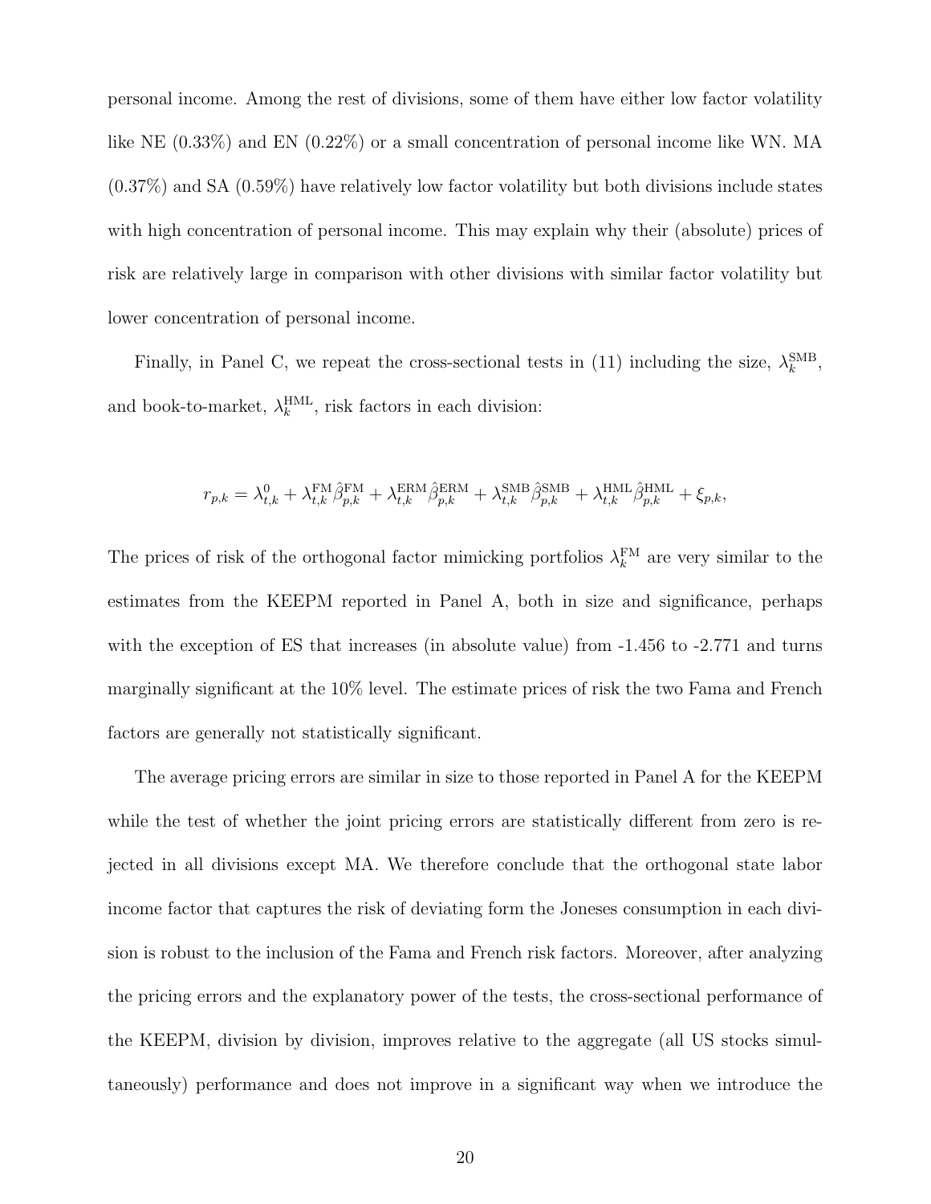personal income. Among the rest of divisions, some of them have either low factor volatility like NE (0.33%) and EN (0.22%) or a small concentration of personal income like WN. MA (0.37%) and SA (0.59%) have relatively low factor volatility but both divisions include states with high concentration of personal income. This may explain why their (absolute) prices of risk are relatively large in comparison with other divisions with similar factor volatility but lower concentration of personal income.

Finally, in Panel C, we repeat the cross-sectional tests in (11) including the size, $\lambda_k^{\text{SMB}}$, and book-to-market, $\lambda_k^{\text{HML}}$, risk factors in each division:

$$r_{p,k} = \lambda_{t,k}^0 + \lambda_{t,k}^{\text{FM}} \hat{\beta}_{p,k}^{\text{FM}} + \lambda_{t,k}^{\text{ERM}} \hat{\beta}_{p,k}^{\text{ERM}} + \lambda_{t,k}^{\text{SMB}} \hat{\beta}_{p,k}^{\text{SMB}} + \lambda_{t,k}^{\text{HML}} \hat{\beta}_{p,k}^{\text{HML}} + \xi_{p,k},$$

The prices of risk of the orthogonal factor mimicking portfolios $\lambda_k^{\text{FM}}$ are very similar to the estimates from the KEEPM reported in Panel A, both in size and significance, perhaps with the exception of ES that increases (in absolute value) from -1.456 to -2.771 and turns marginally significant at the 10% level. The estimate prices of risk the two Fama and French factors are generally not statistically significant.

The average pricing errors are similar in size to those reported in Panel A for the KEEPM while the test of whether the joint pricing errors are statistically different from zero is rejected in all divisions except MA. We therefore conclude that the orthogonal state labor income factor that captures the risk of deviating form the Joneses consumption in each division is robust to the inclusion of the Fama and French risk factors. Moreover, after analyzing the pricing errors and the explanatory power of the tests, the cross-sectional performance of the KEEPM, division by division, improves relative to the aggregate (all US stocks simultaneously) performance and does not improve in a significant way when we introduce the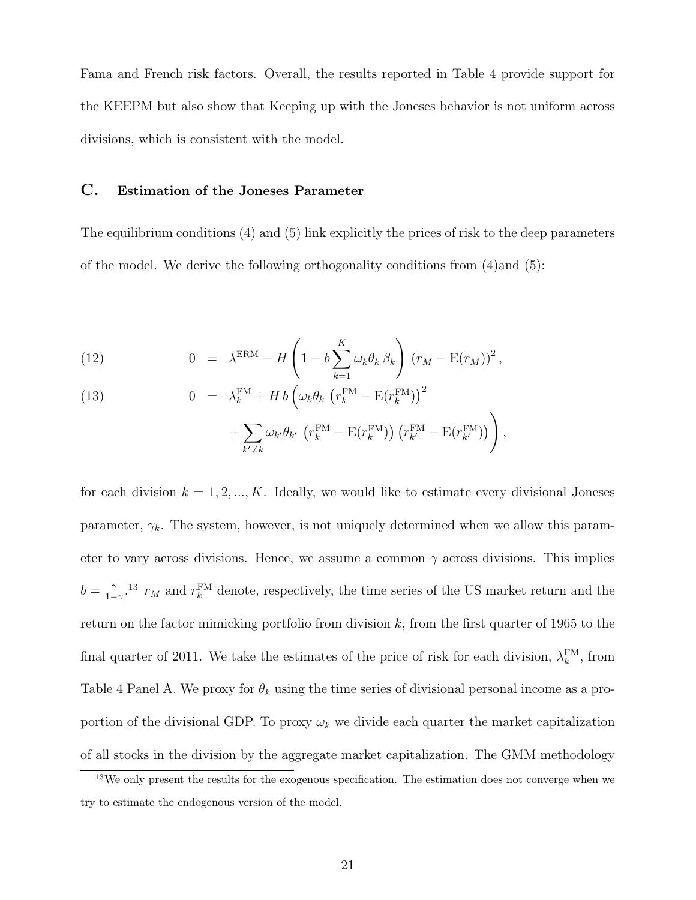Fama and French risk factors. Overall, the results reported in Table 4 provide support for the KEEPM but also show that Keeping up with the Joneses behavior is not uniform across divisions, which is consistent with the model.

### C. Estimation of the Joneses Parameter

The equilibrium conditions (4) and (5) link explicitly the prices of risk to the deep parameters of the model. We derive the following orthogonality conditions from (4)and (5):

$$
\begin{aligned}
(12) \qquad 0 &= \lambda^{\text{ERM}} - H \left( 1 - b \sum_{k=1}^{K} \omega_k \theta_k \, \beta_k \right) \, \left(r_M - \text{E}(r_M)\right)^2, \\
(13) \qquad 0 &= \lambda_k^{\text{FM}} + H \, b \Big( \omega_k \theta_k \, \left(r_k^{\text{FM}} - \text{E}(r_k^{\text{FM}})\right)^2 \\
&\qquad + \sum_{k' \neq k} \omega_{k'} \theta_{k'} \, \left(r_k^{\text{FM}} - \text{E}(r_k^{\text{FM}})\right) \left(r_{k'}^{\text{FM}} - \text{E}(r_{k'}^{\text{FM}})\right) \Big),
\end{aligned}
$$

for each division $k = 1, 2, ..., K$. Ideally, we would like to estimate every divisional Joneses parameter, $\gamma_k$. The system, however, is not uniquely determined when we allow this parameter to vary across divisions. Hence, we assume a common $\gamma$ across divisions. This implies $b = \frac{\gamma}{1-\gamma}$.[13] $r_M$ and $r_k^{\text{FM}}$ denote, respectively, the time series of the US market return and the return on the factor mimicking portfolio from division $k$, from the first quarter of 1965 to the final quarter of 2011. We take the estimates of the price of risk for each division, $\lambda_k^{\text{FM}}$, from Table 4 Panel A. We proxy for $\theta_k$ using the time series of divisional personal income as a proportion of the divisional GDP. To proxy $\omega_k$ we divide each quarter the market capitalization of all stocks in the division by the aggregate market capitalization. The GMM methodology

[13] We only present the results for the exogenous specification. The estimation does not converge when we try to estimate the endogenous version of the model.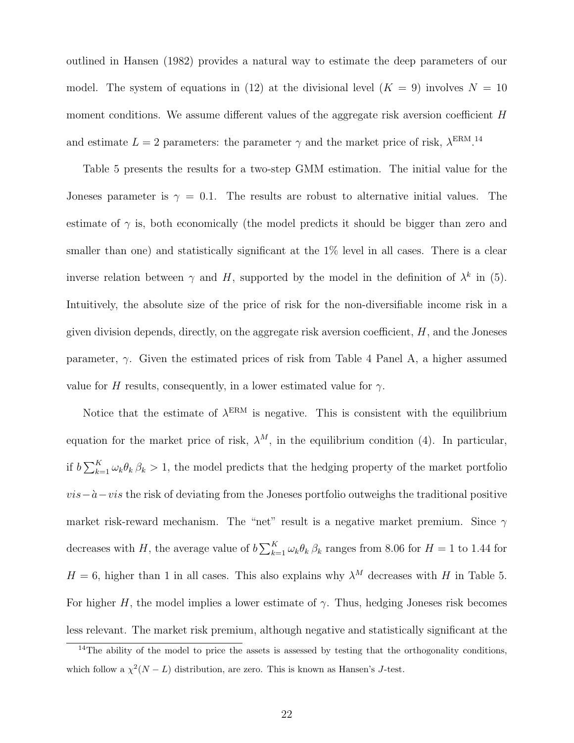outlined in Hansen (1982) provides a natural way to estimate the deep parameters of our model. The system of equations in (12) at the divisional level ($K = 9$) involves $N = 10$ moment conditions. We assume different values of the aggregate risk aversion coefficient $H$ and estimate $L = 2$ parameters: the parameter $\gamma$ and the market price of risk, $\lambda^{\text{ERM}}$.[14]

Table 5 presents the results for a two-step GMM estimation. The initial value for the Joneses parameter is $\gamma = 0.1$. The results are robust to alternative initial values. The estimate of $\gamma$ is, both economically (the model predicts it should be bigger than zero and smaller than one) and statistically significant at the 1% level in all cases. There is a clear inverse relation between $\gamma$ and $H$, supported by the model in the definition of $\lambda^k$ in (5). Intuitively, the absolute size of the price of risk for the non-diversifiable income risk in a given division depends, directly, on the aggregate risk aversion coefficient, $H$, and the Joneses parameter, $\gamma$. Given the estimated prices of risk from Table 4 Panel A, a higher assumed value for $H$ results, consequently, in a lower estimated value for $\gamma$.

Notice that the estimate of $\lambda^{\text{ERM}}$ is negative. This is consistent with the equilibrium equation for the market price of risk, $\lambda^M$, in the equilibrium condition (4). In particular, if $b \sum_{k=1}^{K} \omega_k \theta_k \, \beta_k > 1$, the model predicts that the hedging property of the market portfolio *vis−à−vis* the risk of deviating from the Joneses portfolio outweighs the traditional positive market risk-reward mechanism. The "net" result is a negative market premium. Since $\gamma$ decreases with $H$, the average value of $b \sum_{k=1}^{K} \omega_k \theta_k \, \beta_k$ ranges from 8.06 for $H = 1$ to 1.44 for $H = 6$, higher than 1 in all cases. This also explains why $\lambda^M$ decreases with $H$ in Table 5. For higher $H$, the model implies a lower estimate of $\gamma$. Thus, hedging Joneses risk becomes less relevant. The market risk premium, although negative and statistically significant at the

[14] The ability of the model to price the assets is assessed by testing that the orthogonality conditions, which follow a $\chi^2(N - L)$ distribution, are zero. This is known as Hansen's $J$-test.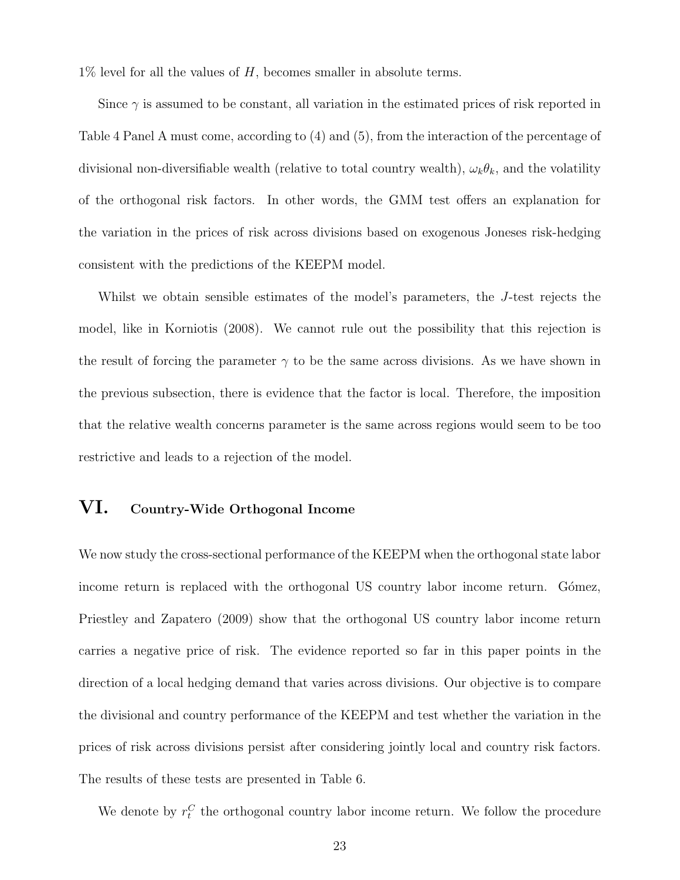1% level for all the values of $H$, becomes smaller in absolute terms.

Since $\gamma$ is assumed to be constant, all variation in the estimated prices of risk reported in Table 4 Panel A must come, according to (4) and (5), from the interaction of the percentage of divisional non-diversifiable wealth (relative to total country wealth), $\omega_k \theta_k$, and the volatility of the orthogonal risk factors. In other words, the GMM test offers an explanation for the variation in the prices of risk across divisions based on exogenous Joneses risk-hedging consistent with the predictions of the KEEPM model.

Whilst we obtain sensible estimates of the model's parameters, the $J$-test rejects the model, like in Korniotis (2008). We cannot rule out the possibility that this rejection is the result of forcing the parameter $\gamma$ to be the same across divisions. As we have shown in the previous subsection, there is evidence that the factor is local. Therefore, the imposition that the relative wealth concerns parameter is the same across regions would seem to be too restrictive and leads to a rejection of the model.

# VI. Country-Wide Orthogonal Income

We now study the cross-sectional performance of the KEEPM when the orthogonal state labor income return is replaced with the orthogonal US country labor income return. Gómez, Priestley and Zapatero (2009) show that the orthogonal US country labor income return carries a negative price of risk. The evidence reported so far in this paper points in the direction of a local hedging demand that varies across divisions. Our objective is to compare the divisional and country performance of the KEEPM and test whether the variation in the prices of risk across divisions persist after considering jointly local and country risk factors. The results of these tests are presented in Table 6.

We denote by $r_t^C$ the orthogonal country labor income return. We follow the procedure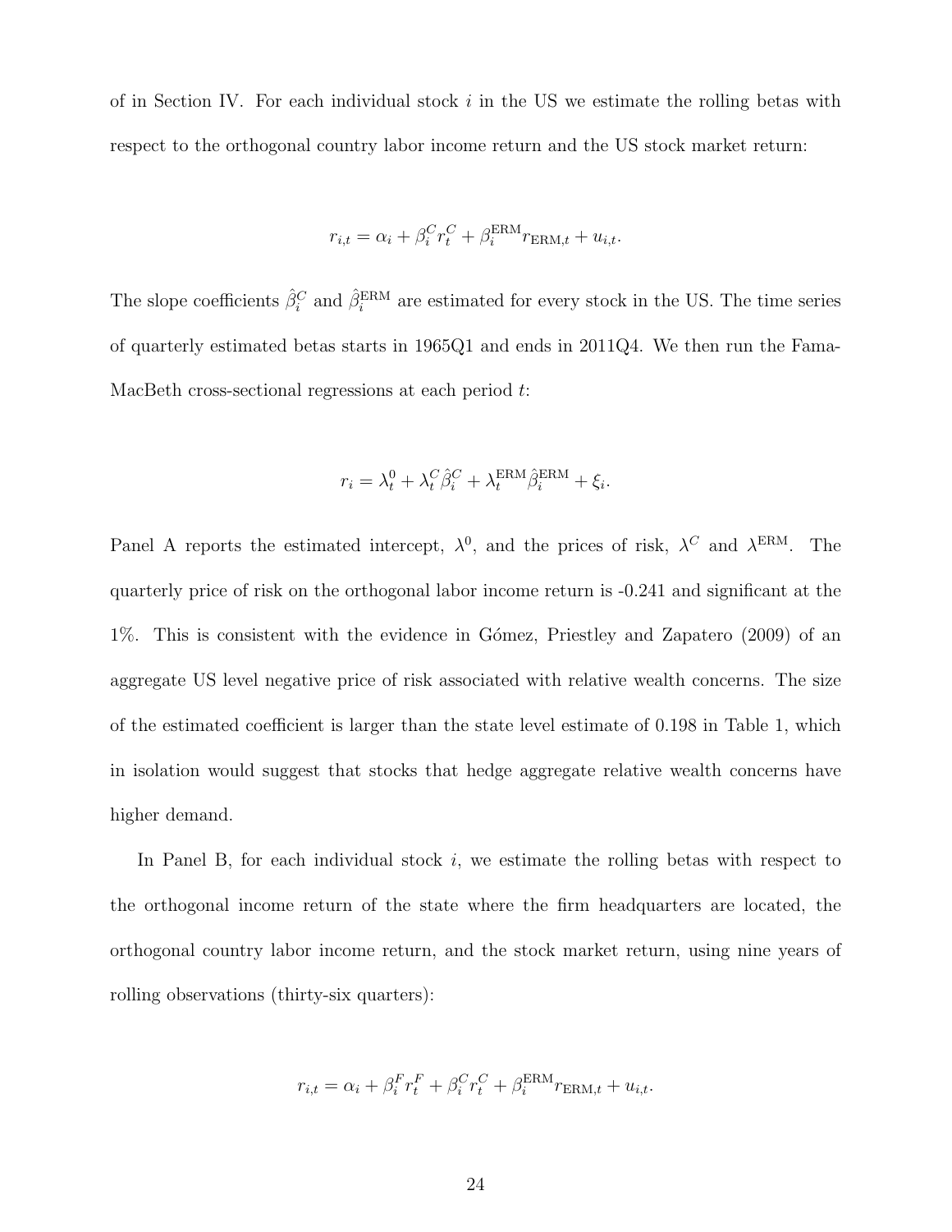of in Section IV. For each individual stock $i$ in the US we estimate the rolling betas with respect to the orthogonal country labor income return and the US stock market return:

$$r_{i,t} = \alpha_i + \beta_i^C r_t^C + \beta_i^{\text{ERM}} r_{\text{ERM},t} + u_{i,t}.$$

The slope coefficients $\hat{\beta}_i^C$ and $\hat{\beta}_i^{\text{ERM}}$ are estimated for every stock in the US. The time series of quarterly estimated betas starts in 1965Q1 and ends in 2011Q4. We then run the Fama-MacBeth cross-sectional regressions at each period $t$:

$$r_i = \lambda_t^0 + \lambda_t^C \hat{\beta}_i^C + \lambda_t^{\text{ERM}} \hat{\beta}_i^{\text{ERM}} + \xi_i.$$

Panel A reports the estimated intercept, $\lambda^0$, and the prices of risk, $\lambda^C$ and $\lambda^{\text{ERM}}$. The quarterly price of risk on the orthogonal labor income return is -0.241 and significant at the 1%. This is consistent with the evidence in Gómez, Priestley and Zapatero (2009) of an aggregate US level negative price of risk associated with relative wealth concerns. The size of the estimated coefficient is larger than the state level estimate of 0.198 in Table 1, which in isolation would suggest that stocks that hedge aggregate relative wealth concerns have higher demand.

In Panel B, for each individual stock $i$, we estimate the rolling betas with respect to the orthogonal income return of the state where the firm headquarters are located, the orthogonal country labor income return, and the stock market return, using nine years of rolling observations (thirty-six quarters):

$$r_{i,t} = \alpha_i + \beta_i^F r_t^F + \beta_i^C r_t^C + \beta_i^{\text{ERM}} r_{\text{ERM},t} + u_{i,t}.$$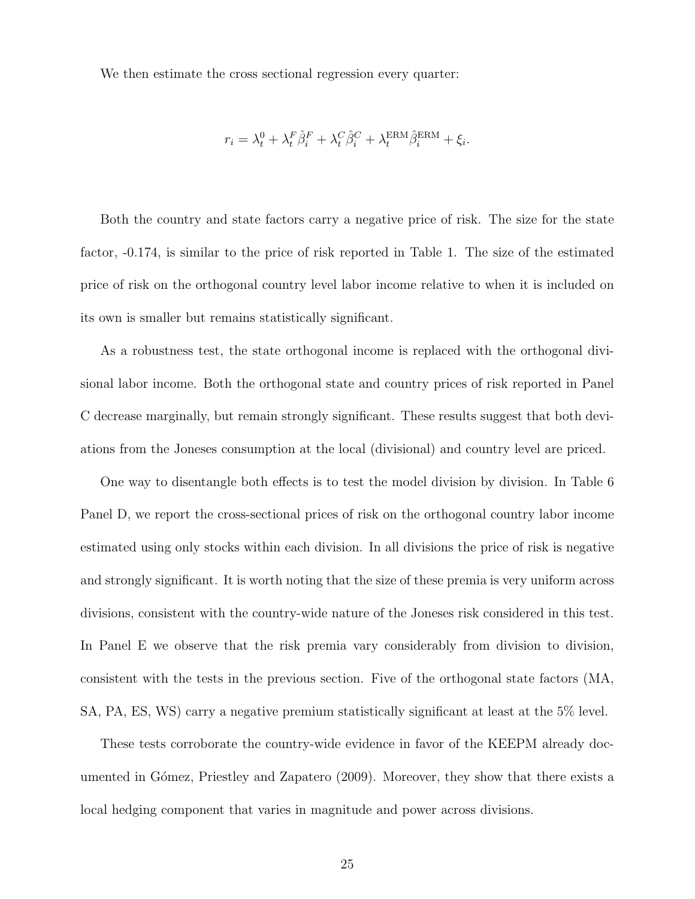We then estimate the cross sectional regression every quarter:

$$r_i = \lambda_t^0 + \lambda_t^F \hat{\beta}_i^F + \lambda_t^C \hat{\beta}_i^C + \lambda_t^{\text{ERM}} \hat{\beta}_i^{\text{ERM}} + \xi_i.$$

Both the country and state factors carry a negative price of risk. The size for the state factor, -0.174, is similar to the price of risk reported in Table 1. The size of the estimated price of risk on the orthogonal country level labor income relative to when it is included on its own is smaller but remains statistically significant.

As a robustness test, the state orthogonal income is replaced with the orthogonal divisional labor income. Both the orthogonal state and country prices of risk reported in Panel C decrease marginally, but remain strongly significant. These results suggest that both deviations from the Joneses consumption at the local (divisional) and country level are priced.

One way to disentangle both effects is to test the model division by division. In Table 6 Panel D, we report the cross-sectional prices of risk on the orthogonal country labor income estimated using only stocks within each division. In all divisions the price of risk is negative and strongly significant. It is worth noting that the size of these premia is very uniform across divisions, consistent with the country-wide nature of the Joneses risk considered in this test. In Panel E we observe that the risk premia vary considerably from division to division, consistent with the tests in the previous section. Five of the orthogonal state factors (MA, SA, PA, ES, WS) carry a negative premium statistically significant at least at the 5% level.

These tests corroborate the country-wide evidence in favor of the KEEPM already documented in Gómez, Priestley and Zapatero (2009). Moreover, they show that there exists a local hedging component that varies in magnitude and power across divisions.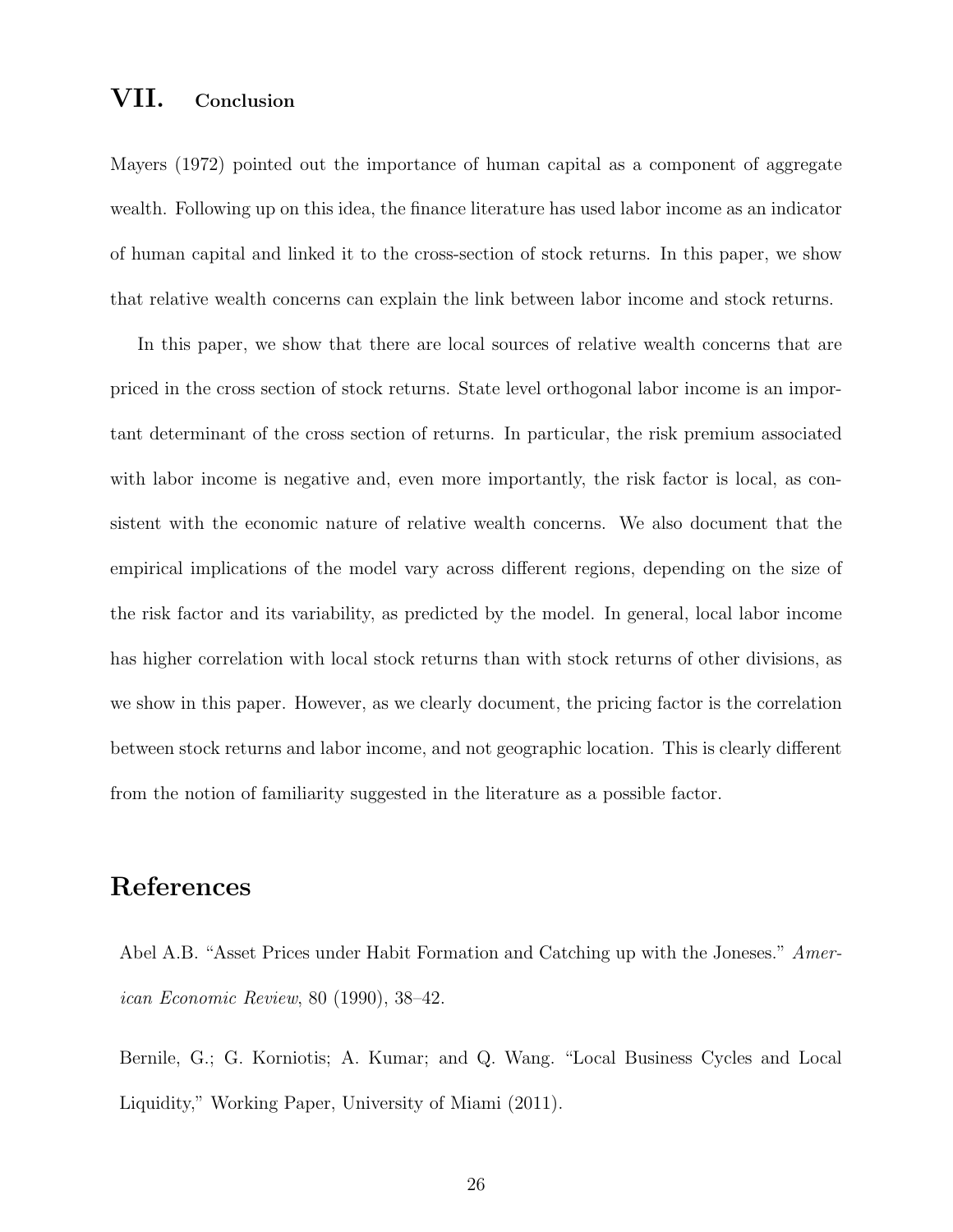## VII. Conclusion

Mayers (1972) pointed out the importance of human capital as a component of aggregate wealth. Following up on this idea, the finance literature has used labor income as an indicator of human capital and linked it to the cross-section of stock returns. In this paper, we show that relative wealth concerns can explain the link between labor income and stock returns.

In this paper, we show that there are local sources of relative wealth concerns that are priced in the cross section of stock returns. State level orthogonal labor income is an important determinant of the cross section of returns. In particular, the risk premium associated with labor income is negative and, even more importantly, the risk factor is local, as consistent with the economic nature of relative wealth concerns. We also document that the empirical implications of the model vary across different regions, depending on the size of the risk factor and its variability, as predicted by the model. In general, local labor income has higher correlation with local stock returns than with stock returns of other divisions, as we show in this paper. However, as we clearly document, the pricing factor is the correlation between stock returns and labor income, and not geographic location. This is clearly different from the notion of familiarity suggested in the literature as a possible factor.

# References

Abel A.B. "Asset Prices under Habit Formation and Catching up with the Joneses." *American Economic Review*, 80 (1990), 38–42.

Bernile, G.; G. Korniotis; A. Kumar; and Q. Wang. "Local Business Cycles and Local Liquidity," Working Paper, University of Miami (2011).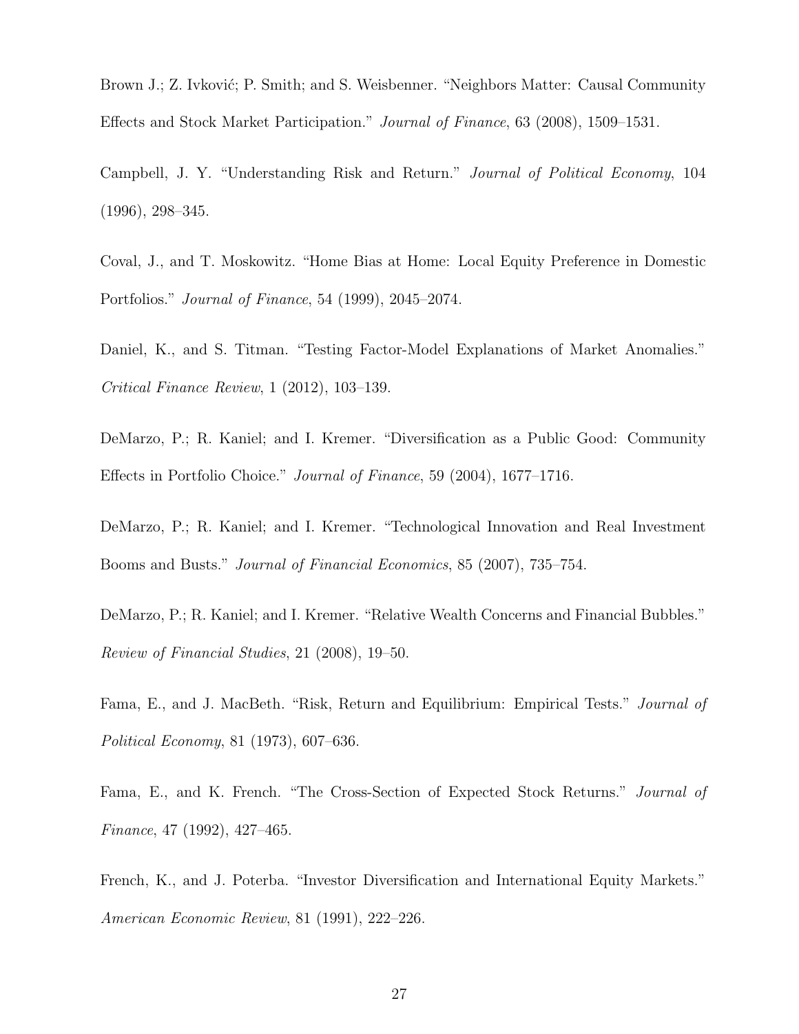Brown J.; Z. Ivković; P. Smith; and S. Weisbenner. "Neighbors Matter: Causal Community Effects and Stock Market Participation." *Journal of Finance*, 63 (2008), 1509–1531.

Campbell, J. Y. "Understanding Risk and Return." *Journal of Political Economy*, 104 (1996), 298–345.

Coval, J., and T. Moskowitz. "Home Bias at Home: Local Equity Preference in Domestic Portfolios." *Journal of Finance*, 54 (1999), 2045–2074.

Daniel, K., and S. Titman. "Testing Factor-Model Explanations of Market Anomalies." *Critical Finance Review*, 1 (2012), 103–139.

DeMarzo, P.; R. Kaniel; and I. Kremer. "Diversification as a Public Good: Community Effects in Portfolio Choice." *Journal of Finance*, 59 (2004), 1677–1716.

DeMarzo, P.; R. Kaniel; and I. Kremer. "Technological Innovation and Real Investment Booms and Busts." *Journal of Financial Economics*, 85 (2007), 735–754.

DeMarzo, P.; R. Kaniel; and I. Kremer. "Relative Wealth Concerns and Financial Bubbles." *Review of Financial Studies*, 21 (2008), 19–50.

Fama, E., and J. MacBeth. "Risk, Return and Equilibrium: Empirical Tests." *Journal of Political Economy*, 81 (1973), 607–636.

Fama, E., and K. French. "The Cross-Section of Expected Stock Returns." *Journal of Finance*, 47 (1992), 427–465.

French, K., and J. Poterba. "Investor Diversification and International Equity Markets." *American Economic Review*, 81 (1991), 222–226.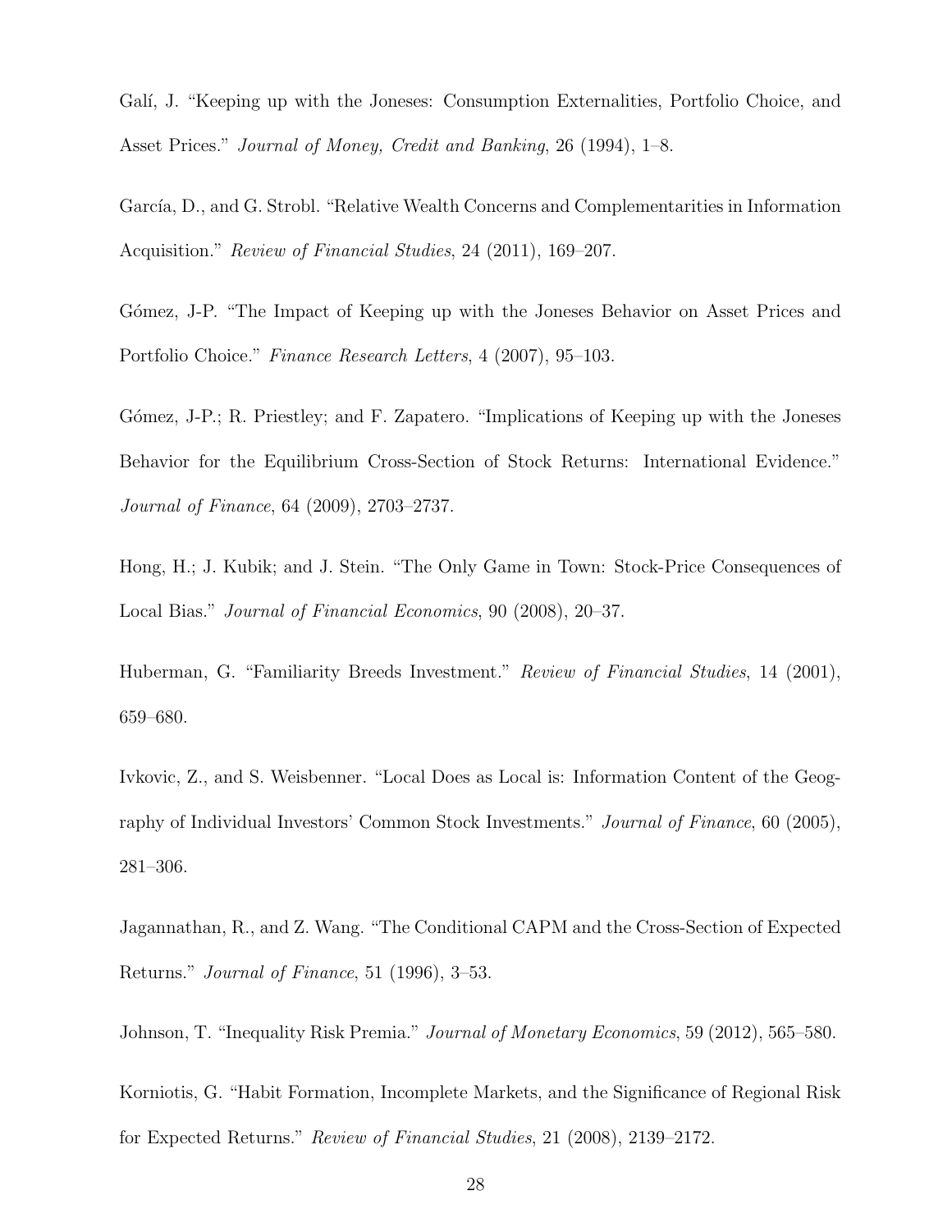Galí, J. "Keeping up with the Joneses: Consumption Externalities, Portfolio Choice, and Asset Prices." *Journal of Money, Credit and Banking*, 26 (1994), 1–8.

García, D., and G. Strobl. "Relative Wealth Concerns and Complementarities in Information Acquisition." *Review of Financial Studies*, 24 (2011), 169–207.

Gómez, J-P. "The Impact of Keeping up with the Joneses Behavior on Asset Prices and Portfolio Choice." *Finance Research Letters*, 4 (2007), 95–103.

Gómez, J-P.; R. Priestley; and F. Zapatero. "Implications of Keeping up with the Joneses Behavior for the Equilibrium Cross-Section of Stock Returns: International Evidence." *Journal of Finance*, 64 (2009), 2703–2737.

Hong, H.; J. Kubik; and J. Stein. "The Only Game in Town: Stock-Price Consequences of Local Bias." *Journal of Financial Economics*, 90 (2008), 20–37.

Huberman, G. "Familiarity Breeds Investment." *Review of Financial Studies*, 14 (2001), 659–680.

Ivkovic, Z., and S. Weisbenner. "Local Does as Local is: Information Content of the Geography of Individual Investors' Common Stock Investments." *Journal of Finance*, 60 (2005), 281–306.

Jagannathan, R., and Z. Wang. "The Conditional CAPM and the Cross-Section of Expected Returns." *Journal of Finance*, 51 (1996), 3–53.

Johnson, T. "Inequality Risk Premia." *Journal of Monetary Economics*, 59 (2012), 565–580.

Korniotis, G. "Habit Formation, Incomplete Markets, and the Significance of Regional Risk for Expected Returns." *Review of Financial Studies*, 21 (2008), 2139–2172.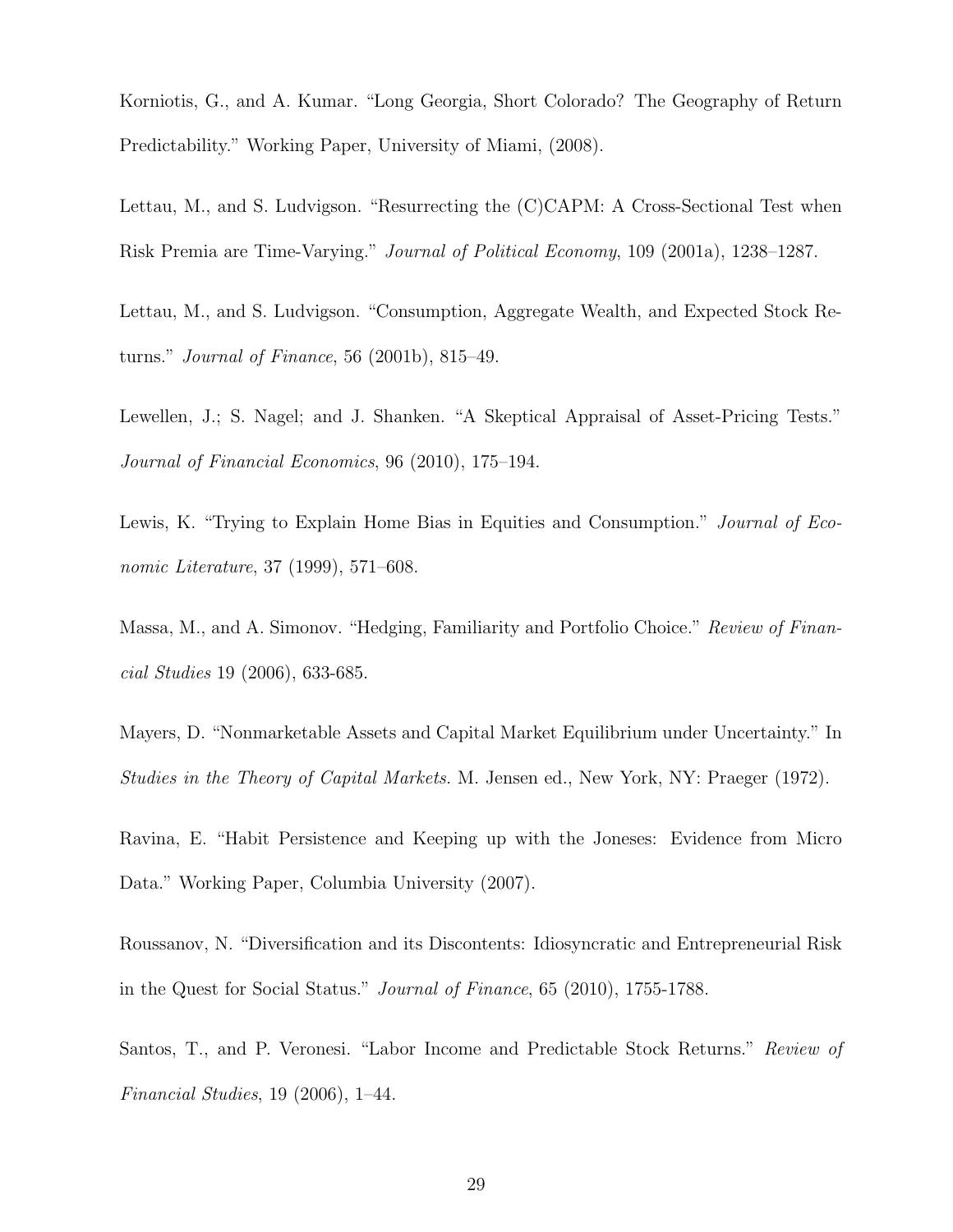Korniotis, G., and A. Kumar. "Long Georgia, Short Colorado? The Geography of Return Predictability." Working Paper, University of Miami, (2008).

Lettau, M., and S. Ludvigson. "Resurrecting the (C)CAPM: A Cross-Sectional Test when Risk Premia are Time-Varying." *Journal of Political Economy*, 109 (2001a), 1238–1287.

Lettau, M., and S. Ludvigson. "Consumption, Aggregate Wealth, and Expected Stock Returns." *Journal of Finance*, 56 (2001b), 815–49.

Lewellen, J.; S. Nagel; and J. Shanken. "A Skeptical Appraisal of Asset-Pricing Tests." *Journal of Financial Economics*, 96 (2010), 175–194.

Lewis, K. "Trying to Explain Home Bias in Equities and Consumption." *Journal of Economic Literature*, 37 (1999), 571–608.

Massa, M., and A. Simonov. "Hedging, Familiarity and Portfolio Choice." *Review of Financial Studies* 19 (2006), 633-685.

Mayers, D. "Nonmarketable Assets and Capital Market Equilibrium under Uncertainty." In *Studies in the Theory of Capital Markets*. M. Jensen ed., New York, NY: Praeger (1972).

Ravina, E. "Habit Persistence and Keeping up with the Joneses: Evidence from Micro Data." Working Paper, Columbia University (2007).

Roussanov, N. "Diversification and its Discontents: Idiosyncratic and Entrepreneurial Risk in the Quest for Social Status." *Journal of Finance*, 65 (2010), 1755-1788.

Santos, T., and P. Veronesi. "Labor Income and Predictable Stock Returns." *Review of Financial Studies*, 19 (2006), 1–44.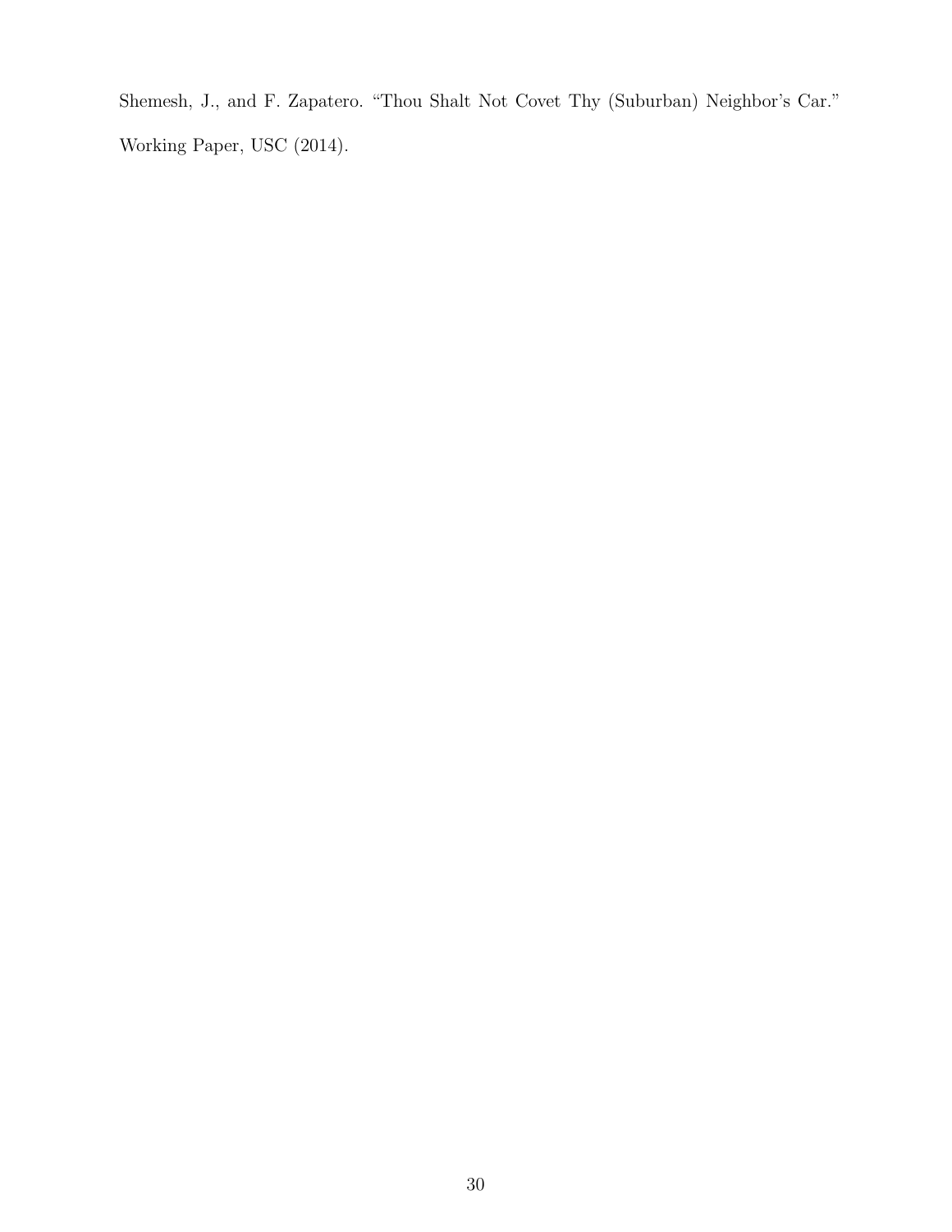Shemesh, J., and F. Zapatero. "Thou Shalt Not Covet Thy (Suburban) Neighbor's Car." Working Paper, USC (2014).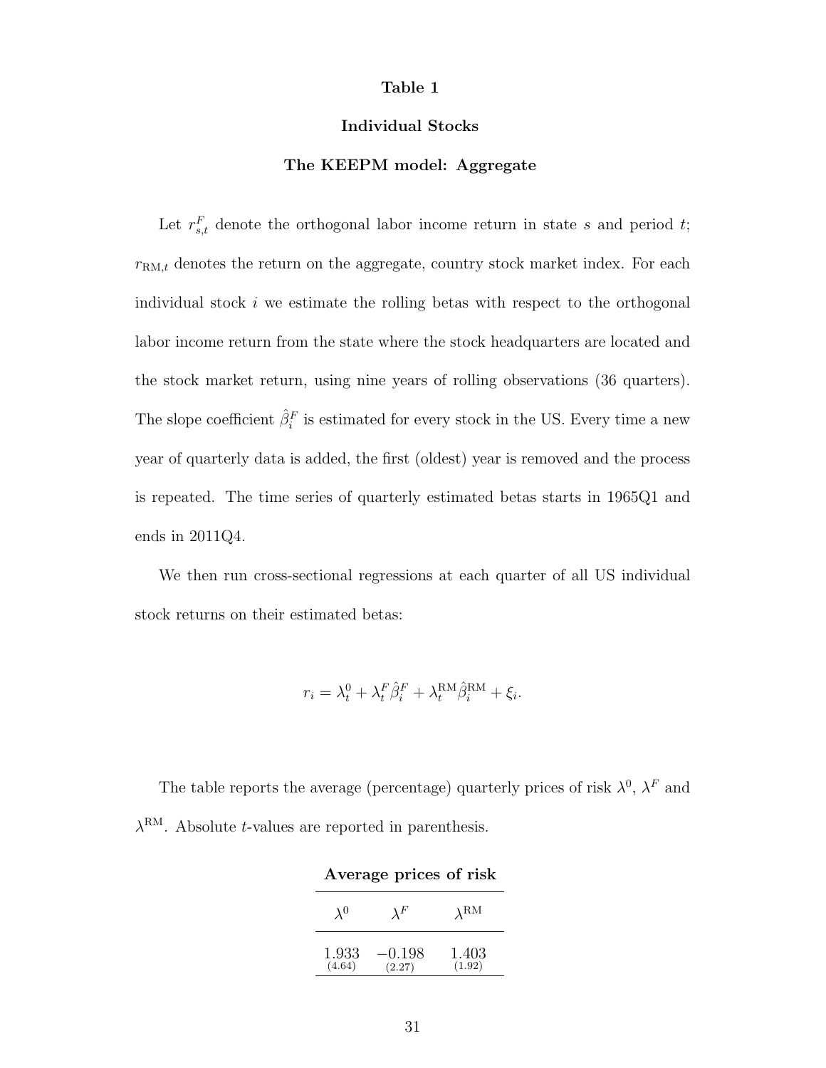**Table 1**

**Individual Stocks**

**The KEEPM model: Aggregate**

Let $r^F_{s,t}$ denote the orthogonal labor income return in state $s$ and period $t$; $r_{\text{RM},t}$ denotes the return on the aggregate, country stock market index. For each individual stock $i$ we estimate the rolling betas with respect to the orthogonal labor income return from the state where the stock headquarters are located and the stock market return, using nine years of rolling observations (36 quarters). The slope coefficient $\hat{\beta}^F_i$ is estimated for every stock in the US. Every time a new year of quarterly data is added, the first (oldest) year is removed and the process is repeated. The time series of quarterly estimated betas starts in 1965Q1 and ends in 2011Q4.

We then run cross-sectional regressions at each quarter of all US individual stock returns on their estimated betas:

$$r_i = \lambda^0_t + \lambda^F_t \hat{\beta}^F_i + \lambda^{\text{RM}}_t \hat{\beta}^{\text{RM}}_i + \xi_i.$$

The table reports the average (percentage) quarterly prices of risk $\lambda^0$, $\lambda^F$ and $\lambda^{\text{RM}}$. Absolute $t$-values are reported in parenthesis.

**Average prices of risk**

| $\lambda^0$ | $\lambda^F$ | $\lambda^{\text{RM}}$ |
|---|---|---|
| 1.933 (4.64) | −0.198 (2.27) | 1.403 (1.92) |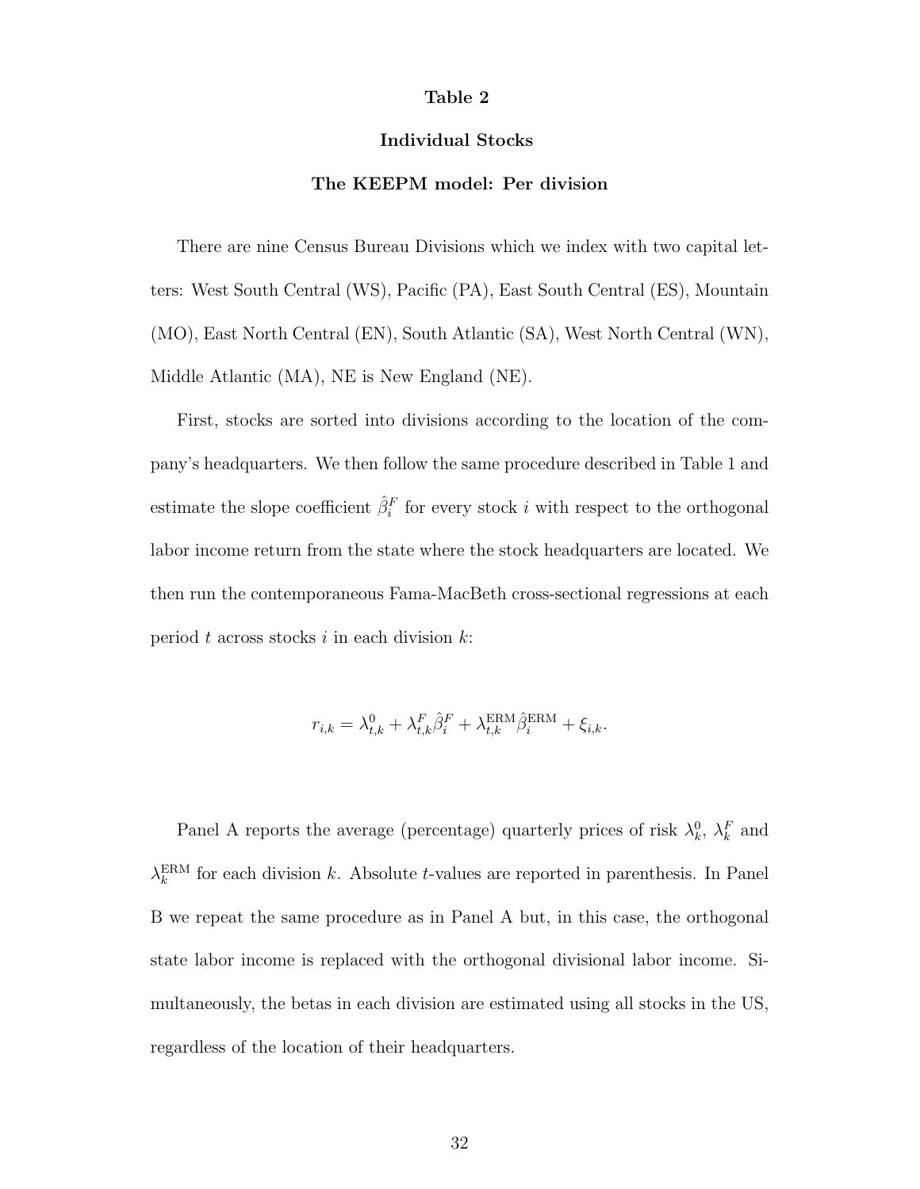**Table 2**

**Individual Stocks**

**The KEEPM model: Per division**

There are nine Census Bureau Divisions which we index with two capital letters: West South Central (WS), Pacific (PA), East South Central (ES), Mountain (MO), East North Central (EN), South Atlantic (SA), West North Central (WN), Middle Atlantic (MA), NE is New England (NE).

First, stocks are sorted into divisions according to the location of the company's headquarters. We then follow the same procedure described in Table 1 and estimate the slope coefficient $\hat{\beta}_i^F$ for every stock $i$ with respect to the orthogonal labor income return from the state where the stock headquarters are located. We then run the contemporaneous Fama-MacBeth cross-sectional regressions at each period $t$ across stocks $i$ in each division $k$:

$$r_{i,k} = \lambda_{t,k}^0 + \lambda_{t,k}^F \hat{\beta}_i^F + \lambda_{t,k}^{\mathrm{ERM}} \hat{\beta}_i^{\mathrm{ERM}} + \xi_{i,k}.$$

Panel A reports the average (percentage) quarterly prices of risk $\lambda_k^0$, $\lambda_k^F$ and $\lambda_k^{\mathrm{ERM}}$ for each division $k$. Absolute $t$-values are reported in parenthesis. In Panel B we repeat the same procedure as in Panel A but, in this case, the orthogonal state labor income is replaced with the orthogonal divisional labor income. Simultaneously, the betas in each division are estimated using all stocks in the US, regardless of the location of their headquarters.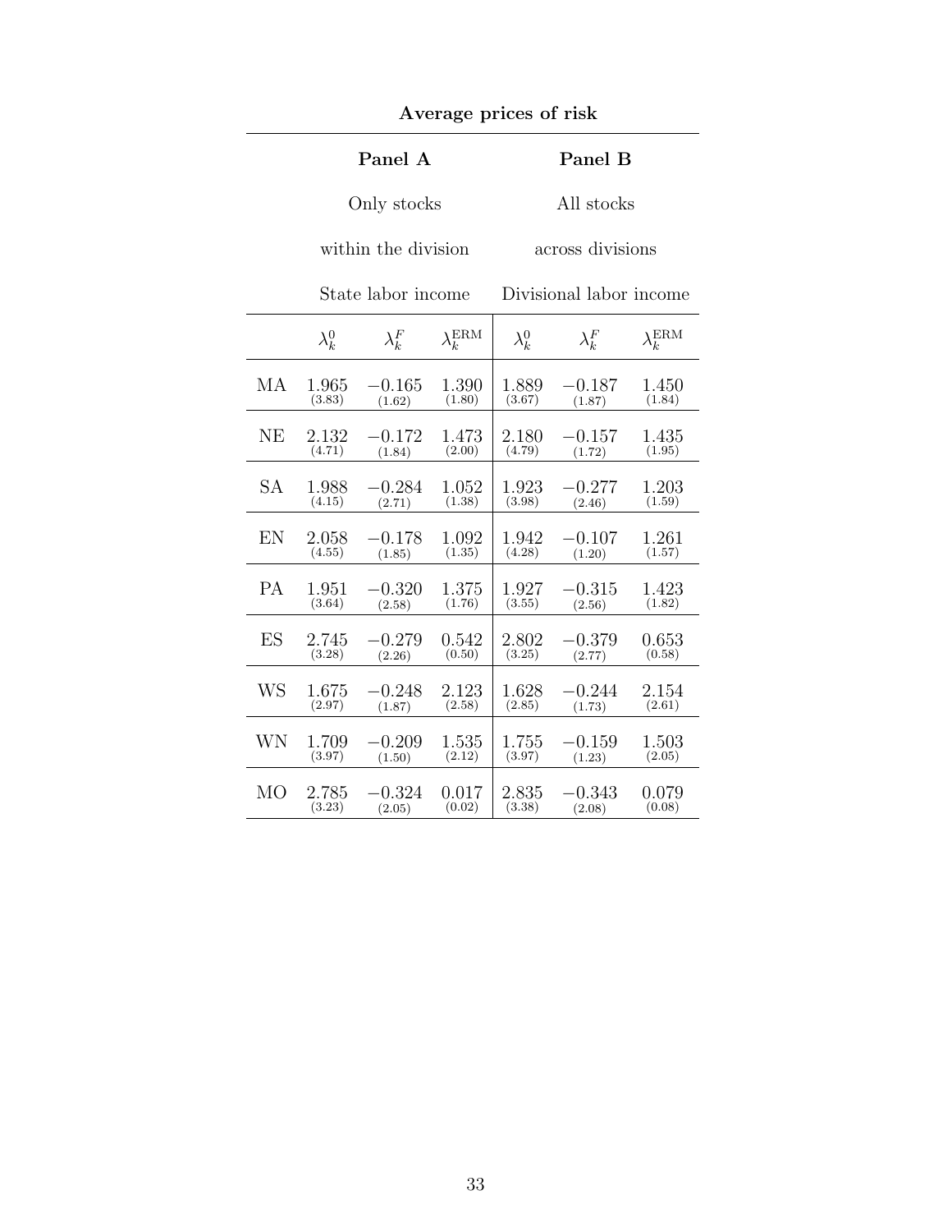**Average prices of risk**

| | **Panel A** | | | **Panel B** | | |
|---|---|---|---|---|---|---|
| | Only stocks within the division | | | All stocks across divisions | | |
| | State labor income | | | Divisional labor income | | |
| | $\lambda_k^0$ | $\lambda_k^F$ | $\lambda_k^{\text{ERM}}$ | $\lambda_k^0$ | $\lambda_k^F$ | $\lambda_k^{\text{ERM}}$ |
| MA | 1.965 (3.83) | −0.165 (1.62) | 1.390 (1.80) | 1.889 (3.67) | −0.187 (1.87) | 1.450 (1.84) |
| NE | 2.132 (4.71) | −0.172 (1.84) | 1.473 (2.00) | 2.180 (4.79) | −0.157 (1.72) | 1.435 (1.95) |
| SA | 1.988 (4.15) | −0.284 (2.71) | 1.052 (1.38) | 1.923 (3.98) | −0.277 (2.46) | 1.203 (1.59) |
| EN | 2.058 (4.55) | −0.178 (1.85) | 1.092 (1.35) | 1.942 (4.28) | −0.107 (1.20) | 1.261 (1.57) |
| PA | 1.951 (3.64) | −0.320 (2.58) | 1.375 (1.76) | 1.927 (3.55) | −0.315 (2.56) | 1.423 (1.82) |
| ES | 2.745 (3.28) | −0.279 (2.26) | 0.542 (0.50) | 2.802 (3.25) | −0.379 (2.77) | 0.653 (0.58) |
| WS | 1.675 (2.97) | −0.248 (1.87) | 2.123 (2.58) | 1.628 (2.85) | −0.244 (1.73) | 2.154 (2.61) |
| WN | 1.709 (3.97) | −0.209 (1.50) | 1.535 (2.12) | 1.755 (3.97) | −0.159 (1.23) | 1.503 (2.05) |
| MO | 2.785 (3.23) | −0.324 (2.05) | 0.017 (0.02) | 2.835 (3.38) | −0.343 (2.08) | 0.079 (0.08) |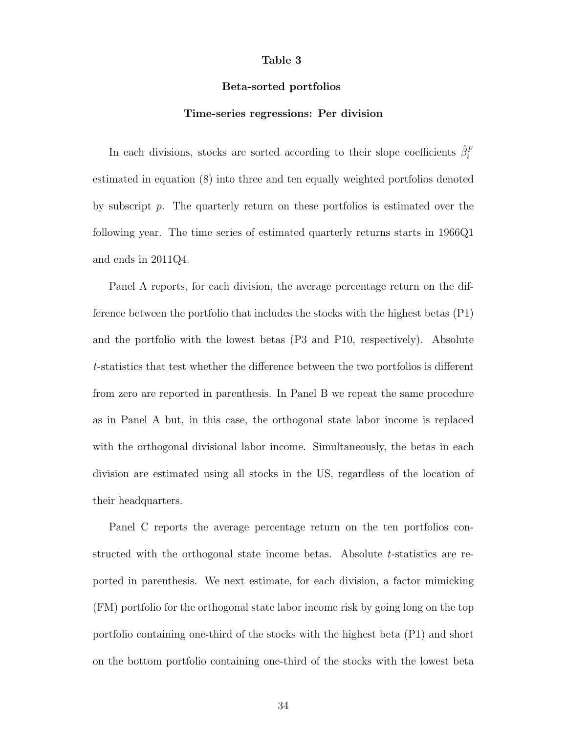**Table 3**

**Beta-sorted portfolios**

**Time-series regressions: Per division**

In each divisions, stocks are sorted according to their slope coefficients $\hat{\beta}_i^F$ estimated in equation (8) into three and ten equally weighted portfolios denoted by subscript $p$. The quarterly return on these portfolios is estimated over the following year. The time series of estimated quarterly returns starts in 1966Q1 and ends in 2011Q4.

Panel A reports, for each division, the average percentage return on the difference between the portfolio that includes the stocks with the highest betas (P1) and the portfolio with the lowest betas (P3 and P10, respectively). Absolute $t$-statistics that test whether the difference between the two portfolios is different from zero are reported in parenthesis. In Panel B we repeat the same procedure as in Panel A but, in this case, the orthogonal state labor income is replaced with the orthogonal divisional labor income. Simultaneously, the betas in each division are estimated using all stocks in the US, regardless of the location of their headquarters.

Panel C reports the average percentage return on the ten portfolios constructed with the orthogonal state income betas. Absolute $t$-statistics are reported in parenthesis. We next estimate, for each division, a factor mimicking (FM) portfolio for the orthogonal state labor income risk by going long on the top portfolio containing one-third of the stocks with the highest beta (P1) and short on the bottom portfolio containing one-third of the stocks with the lowest beta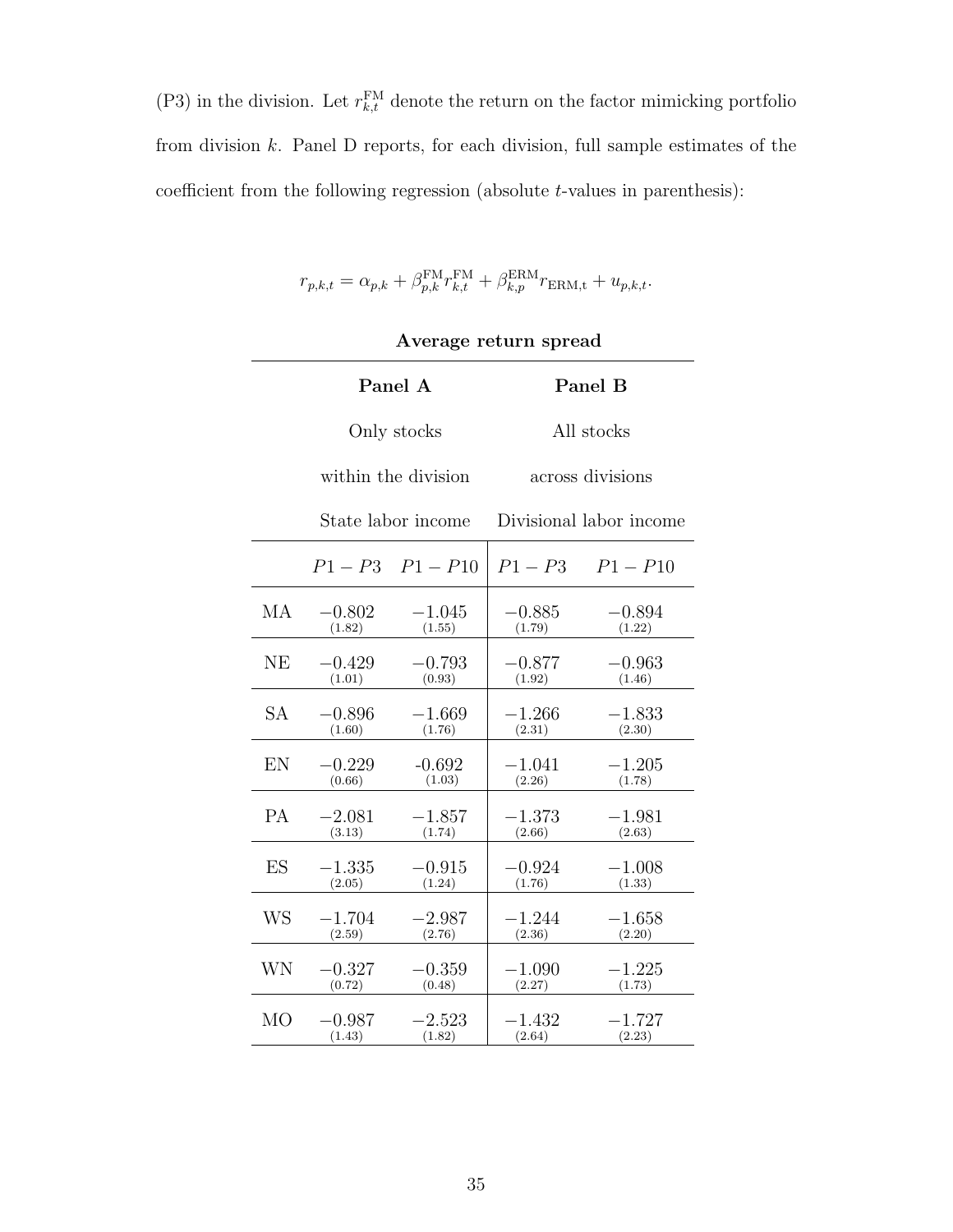(P3) in the division. Let $r_{k,t}^{\mathrm{FM}}$ denote the return on the factor mimicking portfolio from division $k$. Panel D reports, for each division, full sample estimates of the coefficient from the following regression (absolute $t$-values in parenthesis):

$$r_{p,k,t} = \alpha_{p,k} + \beta_{p,k}^{\mathrm{FM}} r_{k,t}^{\mathrm{FM}} + \beta_{k,p}^{\mathrm{ERM}} r_{\mathrm{ERM,t}} + u_{p,k,t}.$$

**Average return spread**

| | **Panel A** | | **Panel B** | |
|---|---|---|---|---|
| | Only stocks within the division | | All stocks across divisions | |
| | State labor income | | Divisional labor income | |
| | $P1-P3$ | $P1-P10$ | $P1-P3$ | $P1-P10$ |
| MA | $-0.802$ (1.82) | $-1.045$ (1.55) | $-0.885$ (1.79) | $-0.894$ (1.22) |
| NE | $-0.429$ (1.01) | $-0.793$ (0.93) | $-0.877$ (1.92) | $-0.963$ (1.46) |
| SA | $-0.896$ (1.60) | $-1.669$ (1.76) | $-1.266$ (2.31) | $-1.833$ (2.30) |
| EN | $-0.229$ (0.66) | -0.692 (1.03) | $-1.041$ (2.26) | $-1.205$ (1.78) |
| PA | $-2.081$ (3.13) | $-1.857$ (1.74) | $-1.373$ (2.66) | $-1.981$ (2.63) |
| ES | $-1.335$ (2.05) | $-0.915$ (1.24) | $-0.924$ (1.76) | $-1.008$ (1.33) |
| WS | $-1.704$ (2.59) | $-2.987$ (2.76) | $-1.244$ (2.36) | $-1.658$ (2.20) |
| WN | $-0.327$ (0.72) | $-0.359$ (0.48) | $-1.090$ (2.27) | $-1.225$ (1.73) |
| MO | $-0.987$ (1.43) | $-2.523$ (1.82) | $-1.432$ (2.64) | $-1.727$ (2.23) |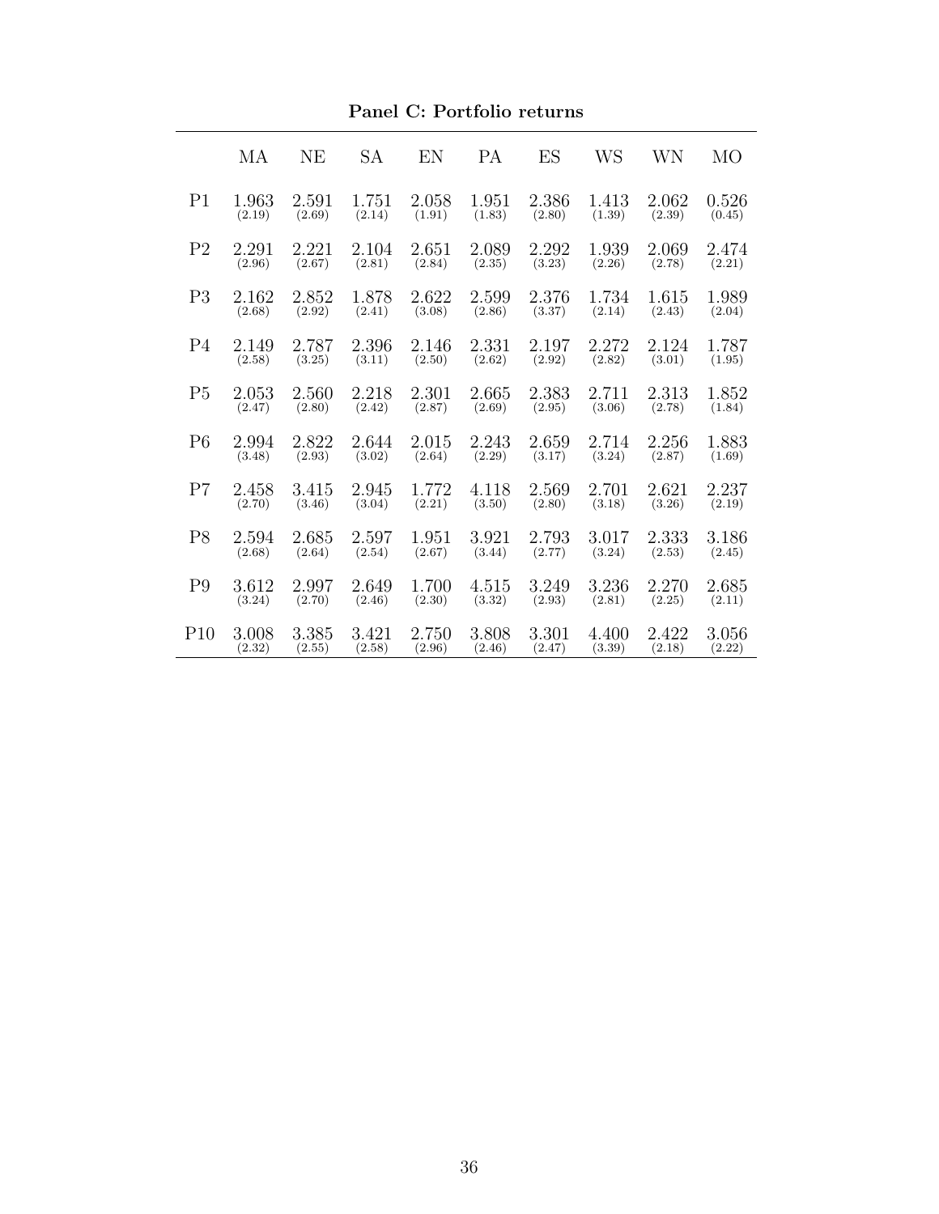**Panel C: Portfolio returns**

| | MA | NE | SA | EN | PA | ES | WS | WN | MO |
|---|---|---|---|---|---|---|---|---|---|
| P1 | 1.963 | 2.591 | 1.751 | 2.058 | 1.951 | 2.386 | 1.413 | 2.062 | 0.526 |
| | (2.19) | (2.69) | (2.14) | (1.91) | (1.83) | (2.80) | (1.39) | (2.39) | (0.45) |
| P2 | 2.291 | 2.221 | 2.104 | 2.651 | 2.089 | 2.292 | 1.939 | 2.069 | 2.474 |
| | (2.96) | (2.67) | (2.81) | (2.84) | (2.35) | (3.23) | (2.26) | (2.78) | (2.21) |
| P3 | 2.162 | 2.852 | 1.878 | 2.622 | 2.599 | 2.376 | 1.734 | 1.615 | 1.989 |
| | (2.68) | (2.92) | (2.41) | (3.08) | (2.86) | (3.37) | (2.14) | (2.43) | (2.04) |
| P4 | 2.149 | 2.787 | 2.396 | 2.146 | 2.331 | 2.197 | 2.272 | 2.124 | 1.787 |
| | (2.58) | (3.25) | (3.11) | (2.50) | (2.62) | (2.92) | (2.82) | (3.01) | (1.95) |
| P5 | 2.053 | 2.560 | 2.218 | 2.301 | 2.665 | 2.383 | 2.711 | 2.313 | 1.852 |
| | (2.47) | (2.80) | (2.42) | (2.87) | (2.69) | (2.95) | (3.06) | (2.78) | (1.84) |
| P6 | 2.994 | 2.822 | 2.644 | 2.015 | 2.243 | 2.659 | 2.714 | 2.256 | 1.883 |
| | (3.48) | (2.93) | (3.02) | (2.64) | (2.29) | (3.17) | (3.24) | (2.87) | (1.69) |
| P7 | 2.458 | 3.415 | 2.945 | 1.772 | 4.118 | 2.569 | 2.701 | 2.621 | 2.237 |
| | (2.70) | (3.46) | (3.04) | (2.21) | (3.50) | (2.80) | (3.18) | (3.26) | (2.19) |
| P8 | 2.594 | 2.685 | 2.597 | 1.951 | 3.921 | 2.793 | 3.017 | 2.333 | 3.186 |
| | (2.68) | (2.64) | (2.54) | (2.67) | (3.44) | (2.77) | (3.24) | (2.53) | (2.45) |
| P9 | 3.612 | 2.997 | 2.649 | 1.700 | 4.515 | 3.249 | 3.236 | 2.270 | 2.685 |
| | (3.24) | (2.70) | (2.46) | (2.30) | (3.32) | (2.93) | (2.81) | (2.25) | (2.11) |
| P10 | 3.008 | 3.385 | 3.421 | 2.750 | 3.808 | 3.301 | 4.400 | 2.422 | 3.056 |
| | (2.32) | (2.55) | (2.58) | (2.96) | (2.46) | (2.47) | (3.39) | (2.18) | (2.22) |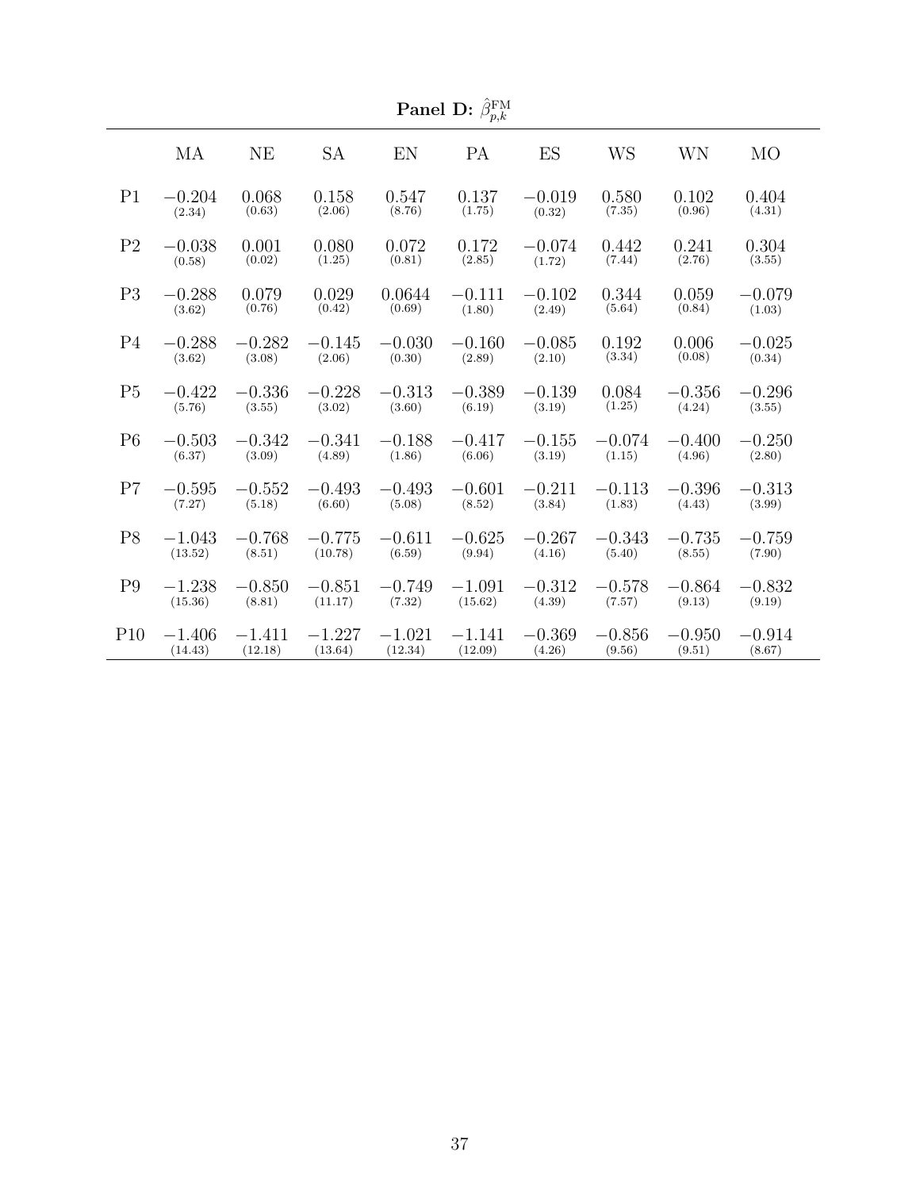**Panel D: $\hat{\beta}^{\text{FM}}_{p,k}$**

| | MA | NE | SA | EN | PA | ES | WS | WN | MO |
|---|---|---|---|---|---|---|---|---|---|
| P1 | $-0.204$ (2.34) | 0.068 (0.63) | 0.158 (2.06) | 0.547 (8.76) | 0.137 (1.75) | $-0.019$ (0.32) | 0.580 (7.35) | 0.102 (0.96) | 0.404 (4.31) |
| P2 | $-0.038$ (0.58) | 0.001 (0.02) | 0.080 (1.25) | 0.072 (0.81) | 0.172 (2.85) | $-0.074$ (1.72) | 0.442 (7.44) | 0.241 (2.76) | 0.304 (3.55) |
| P3 | $-0.288$ (3.62) | 0.079 (0.76) | 0.029 (0.42) | 0.0644 (0.69) | $-0.111$ (1.80) | $-0.102$ (2.49) | 0.344 (5.64) | 0.059 (0.84) | $-0.079$ (1.03) |
| P4 | $-0.288$ (3.62) | $-0.282$ (3.08) | $-0.145$ (2.06) | $-0.030$ (0.30) | $-0.160$ (2.89) | $-0.085$ (2.10) | 0.192 (3.34) | 0.006 (0.08) | $-0.025$ (0.34) |
| P5 | $-0.422$ (5.76) | $-0.336$ (3.55) | $-0.228$ (3.02) | $-0.313$ (3.60) | $-0.389$ (6.19) | $-0.139$ (3.19) | 0.084 (1.25) | $-0.356$ (4.24) | $-0.296$ (3.55) |
| P6 | $-0.503$ (6.37) | $-0.342$ (3.09) | $-0.341$ (4.89) | $-0.188$ (1.86) | $-0.417$ (6.06) | $-0.155$ (3.19) | $-0.074$ (1.15) | $-0.400$ (4.96) | $-0.250$ (2.80) |
| P7 | $-0.595$ (7.27) | $-0.552$ (5.18) | $-0.493$ (6.60) | $-0.493$ (5.08) | $-0.601$ (8.52) | $-0.211$ (3.84) | $-0.113$ (1.83) | $-0.396$ (4.43) | $-0.313$ (3.99) |
| P8 | $-1.043$ (13.52) | $-0.768$ (8.51) | $-0.775$ (10.78) | $-0.611$ (6.59) | $-0.625$ (9.94) | $-0.267$ (4.16) | $-0.343$ (5.40) | $-0.735$ (8.55) | $-0.759$ (7.90) |
| P9 | $-1.238$ (15.36) | $-0.850$ (8.81) | $-0.851$ (11.17) | $-0.749$ (7.32) | $-1.091$ (15.62) | $-0.312$ (4.39) | $-0.578$ (7.57) | $-0.864$ (9.13) | $-0.832$ (9.19) |
| P10 | $-1.406$ (14.43) | $-1.411$ (12.18) | $-1.227$ (13.64) | $-1.021$ (12.34) | $-1.141$ (12.09) | $-0.369$ (4.26) | $-0.856$ (9.56) | $-0.950$ (9.51) | $-0.914$ (8.67) |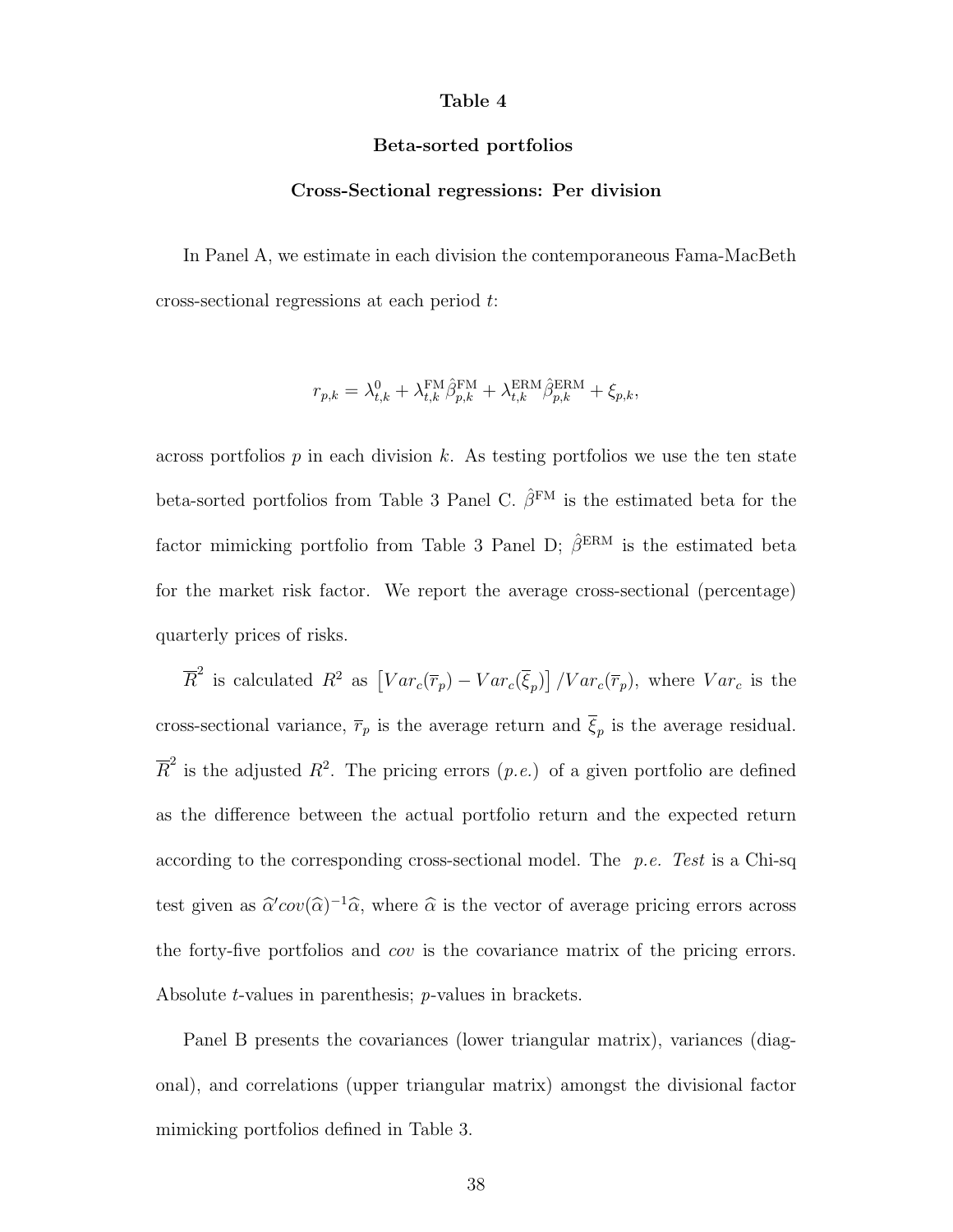# Table 4

## Beta-sorted portfolios

### Cross-Sectional regressions: Per division

In Panel A, we estimate in each division the contemporaneous Fama-MacBeth cross-sectional regressions at each period $t$:

$$r_{p,k} = \lambda^{0}_{t,k} + \lambda^{\text{FM}}_{t,k}\hat{\beta}^{\text{FM}}_{p,k} + \lambda^{\text{ERM}}_{t,k}\hat{\beta}^{\text{ERM}}_{p,k} + \xi_{p,k},$$

across portfolios $p$ in each division $k$. As testing portfolios we use the ten state beta-sorted portfolios from Table 3 Panel C. $\hat{\beta}^{\text{FM}}$ is the estimated beta for the factor mimicking portfolio from Table 3 Panel D; $\hat{\beta}^{\text{ERM}}$ is the estimated beta for the market risk factor. We report the average cross-sectional (percentage) quarterly prices of risks.

$\overline{R}^2$ is calculated $R^2$ as $\left[Var_c(\overline{r}_p) - Var_c(\overline{\xi}_p)\right]/Var_c(\overline{r}_p)$, where $Var_c$ is the cross-sectional variance, $\overline{r}_p$ is the average return and $\overline{\xi}_p$ is the average residual. $\overline{R}^2$ is the adjusted $R^2$. The pricing errors (*p.e.*) of a given portfolio are defined as the difference between the actual portfolio return and the expected return according to the corresponding cross-sectional model. The *p.e. Test* is a Chi-sq test given as $\widehat{\alpha}'cov(\widehat{\alpha})^{-1}\widehat{\alpha}$, where $\widehat{\alpha}$ is the vector of average pricing errors across the forty-five portfolios and *cov* is the covariance matrix of the pricing errors. Absolute $t$-values in parenthesis; $p$-values in brackets.

Panel B presents the covariances (lower triangular matrix), variances (diagonal), and correlations (upper triangular matrix) amongst the divisional factor mimicking portfolios defined in Table 3.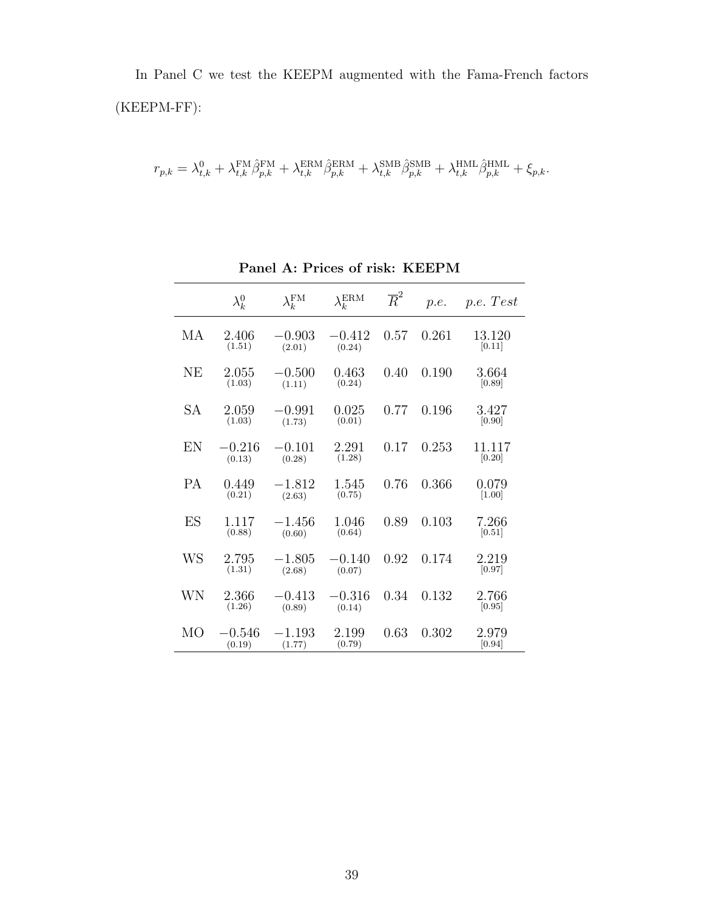In Panel C we test the KEEPM augmented with the Fama-French factors (KEEPM-FF):

$$r_{p,k} = \lambda_{t,k}^{0} + \lambda_{t,k}^{\text{FM}} \hat{\beta}_{p,k}^{\text{FM}} + \lambda_{t,k}^{\text{ERM}} \hat{\beta}_{p,k}^{\text{ERM}} + \lambda_{t,k}^{\text{SMB}} \hat{\beta}_{p,k}^{\text{SMB}} + \lambda_{t,k}^{\text{HML}} \hat{\beta}_{p,k}^{\text{HML}} + \xi_{p,k}.$$

**Panel A: Prices of risk: KEEPM**

| | $\lambda_k^0$ | $\lambda_k^{\text{FM}}$ | $\lambda_k^{\text{ERM}}$ | $\overline{R}^2$ | *p.e.* | *p.e. Test* |
|---|---|---|---|---|---|---|
| MA | 2.406 (1.51) | −0.903 (2.01) | −0.412 (0.24) | 0.57 | 0.261 | 13.120 [0.11] |
| NE | 2.055 (1.03) | −0.500 (1.11) | 0.463 (0.24) | 0.40 | 0.190 | 3.664 [0.89] |
| SA | 2.059 (1.03) | −0.991 (1.73) | 0.025 (0.01) | 0.77 | 0.196 | 3.427 [0.90] |
| EN | −0.216 (0.13) | −0.101 (0.28) | 2.291 (1.28) | 0.17 | 0.253 | 11.117 [0.20] |
| PA | 0.449 (0.21) | −1.812 (2.63) | 1.545 (0.75) | 0.76 | 0.366 | 0.079 [1.00] |
| ES | 1.117 (0.88) | −1.456 (0.60) | 1.046 (0.64) | 0.89 | 0.103 | 7.266 [0.51] |
| WS | 2.795 (1.31) | −1.805 (2.68) | −0.140 (0.07) | 0.92 | 0.174 | 2.219 [0.97] |
| WN | 2.366 (1.26) | −0.413 (0.89) | −0.316 (0.14) | 0.34 | 0.132 | 2.766 [0.95] |
| MO | −0.546 (0.19) | −1.193 (1.77) | 2.199 (0.79) | 0.63 | 0.302 | 2.979 [0.94] |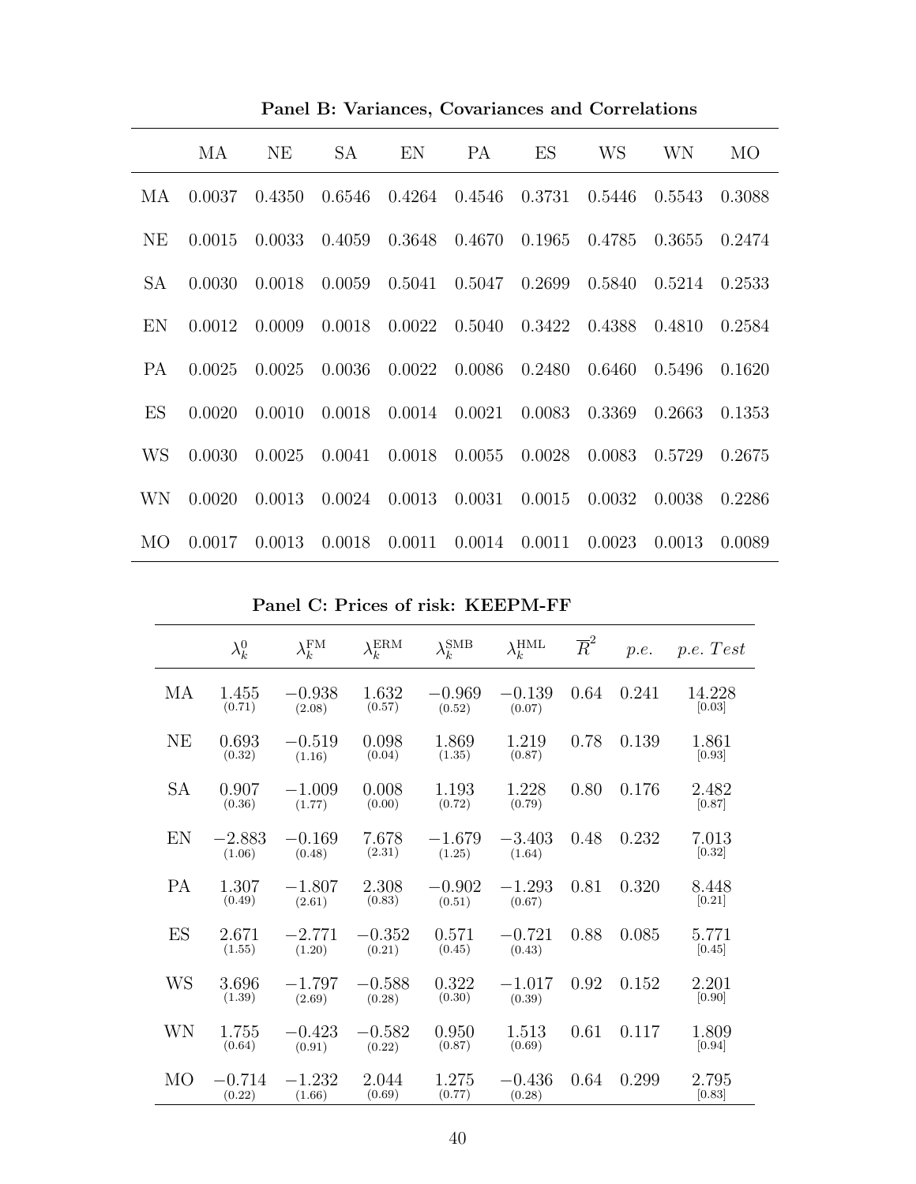**Panel B: Variances, Covariances and Correlations**

| | MA | NE | SA | EN | PA | ES | WS | WN | MO |
|---|---|---|---|---|---|---|---|---|---|
| MA | 0.0037 | 0.4350 | 0.6546 | 0.4264 | 0.4546 | 0.3731 | 0.5446 | 0.5543 | 0.3088 |
| NE | 0.0015 | 0.0033 | 0.4059 | 0.3648 | 0.4670 | 0.1965 | 0.4785 | 0.3655 | 0.2474 |
| SA | 0.0030 | 0.0018 | 0.0059 | 0.5041 | 0.5047 | 0.2699 | 0.5840 | 0.5214 | 0.2533 |
| EN | 0.0012 | 0.0009 | 0.0018 | 0.0022 | 0.5040 | 0.3422 | 0.4388 | 0.4810 | 0.2584 |
| PA | 0.0025 | 0.0025 | 0.0036 | 0.0022 | 0.0086 | 0.2480 | 0.6460 | 0.5496 | 0.1620 |
| ES | 0.0020 | 0.0010 | 0.0018 | 0.0014 | 0.0021 | 0.0083 | 0.3369 | 0.2663 | 0.1353 |
| WS | 0.0030 | 0.0025 | 0.0041 | 0.0018 | 0.0055 | 0.0028 | 0.0083 | 0.5729 | 0.2675 |
| WN | 0.0020 | 0.0013 | 0.0024 | 0.0013 | 0.0031 | 0.0015 | 0.0032 | 0.0038 | 0.2286 |
| MO | 0.0017 | 0.0013 | 0.0018 | 0.0011 | 0.0014 | 0.0011 | 0.0023 | 0.0013 | 0.0089 |

**Panel C: Prices of risk: KEEPM-FF**

| | $\lambda_k^0$ | $\lambda_k^{\text{FM}}$ | $\lambda_k^{\text{ERM}}$ | $\lambda_k^{\text{SMB}}$ | $\lambda_k^{\text{HML}}$ | $\overline{R}^2$ | *p.e.* | *p.e. Test* |
|---|---|---|---|---|---|---|---|---|
| MA | 1.455 (0.71) | −0.938 (2.08) | 1.632 (0.57) | −0.969 (0.52) | −0.139 (0.07) | 0.64 | 0.241 | 14.228 [0.03] |
| NE | 0.693 (0.32) | −0.519 (1.16) | 0.098 (0.04) | 1.869 (1.35) | 1.219 (0.87) | 0.78 | 0.139 | 1.861 [0.93] |
| SA | 0.907 (0.36) | −1.009 (1.77) | 0.008 (0.00) | 1.193 (0.72) | 1.228 (0.79) | 0.80 | 0.176 | 2.482 [0.87] |
| EN | −2.883 (1.06) | −0.169 (0.48) | 7.678 (2.31) | −1.679 (1.25) | −3.403 (1.64) | 0.48 | 0.232 | 7.013 [0.32] |
| PA | 1.307 (0.49) | −1.807 (2.61) | 2.308 (0.83) | −0.902 (0.51) | −1.293 (0.67) | 0.81 | 0.320 | 8.448 [0.21] |
| ES | 2.671 (1.55) | −2.771 (1.20) | −0.352 (0.21) | 0.571 (0.45) | −0.721 (0.43) | 0.88 | 0.085 | 5.771 [0.45] |
| WS | 3.696 (1.39) | −1.797 (2.69) | −0.588 (0.28) | 0.322 (0.30) | −1.017 (0.39) | 0.92 | 0.152 | 2.201 [0.90] |
| WN | 1.755 (0.64) | −0.423 (0.91) | −0.582 (0.22) | 0.950 (0.87) | 1.513 (0.69) | 0.61 | 0.117 | 1.809 [0.94] |
| MO | −0.714 (0.22) | −1.232 (1.66) | 2.044 (0.69) | 1.275 (0.77) | −0.436 (0.28) | 0.64 | 0.299 | 2.795 [0.83] |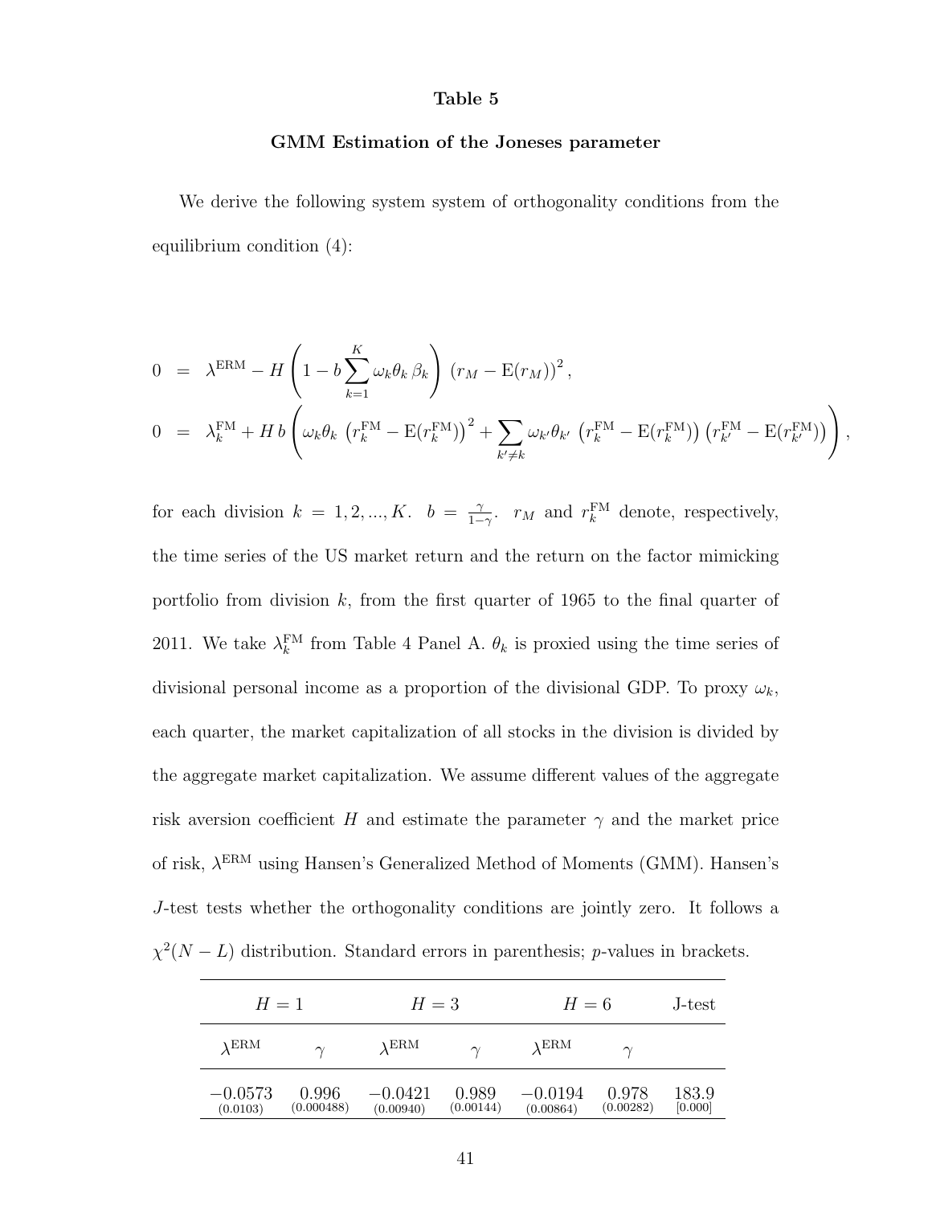**Table 5**

**GMM Estimation of the Joneses parameter**

We derive the following system system of orthogonality conditions from the equilibrium condition (4):

$$
\begin{aligned}
0 &= \lambda^{\mathrm{ERM}} - H\left(1 - b\sum_{k=1}^{K}\omega_k\theta_k\,\beta_k\right)\,\left(r_M - \mathrm{E}(r_M)\right)^2, \\
0 &= \lambda_k^{\mathrm{FM}} + H\,b\left(\omega_k\theta_k\,\left(r_k^{\mathrm{FM}} - \mathrm{E}(r_k^{\mathrm{FM}})\right)^2 + \sum_{k'\neq k}\omega_{k'}\theta_{k'}\,\left(r_k^{\mathrm{FM}} - \mathrm{E}(r_k^{\mathrm{FM}})\right)\left(r_{k'}^{\mathrm{FM}} - \mathrm{E}(r_{k'}^{\mathrm{FM}})\right)\right),
\end{aligned}
$$

for each division $k = 1, 2, ..., K$. $b = \frac{\gamma}{1-\gamma}$. $r_M$ and $r_k^{\mathrm{FM}}$ denote, respectively, the time series of the US market return and the return on the factor mimicking portfolio from division $k$, from the first quarter of 1965 to the final quarter of 2011. We take $\lambda_k^{\mathrm{FM}}$ from Table 4 Panel A. $\theta_k$ is proxied using the time series of divisional personal income as a proportion of the divisional GDP. To proxy $\omega_k$, each quarter, the market capitalization of all stocks in the division is divided by the aggregate market capitalization. We assume different values of the aggregate risk aversion coefficient $H$ and estimate the parameter $\gamma$ and the market price of risk, $\lambda^{\mathrm{ERM}}$ using Hansen's Generalized Method of Moments (GMM). Hansen's $J$-test tests whether the orthogonality conditions are jointly zero. It follows a $\chi^2(N-L)$ distribution. Standard errors in parenthesis; $p$-values in brackets.

| $H=1$ | | $H=3$ | | $H=6$ | | J-test |
|---|---|---|---|---|---|---|
| $\lambda^{\mathrm{ERM}}$ | $\gamma$ | $\lambda^{\mathrm{ERM}}$ | $\gamma$ | $\lambda^{\mathrm{ERM}}$ | $\gamma$ | |
| $-0.0573$ | 0.996 | $-0.0421$ | 0.989 | $-0.0194$ | 0.978 | 183.9 |
| (0.0103) | (0.000488) | (0.00940) | (0.00144) | (0.00864) | (0.00282) | [0.000] |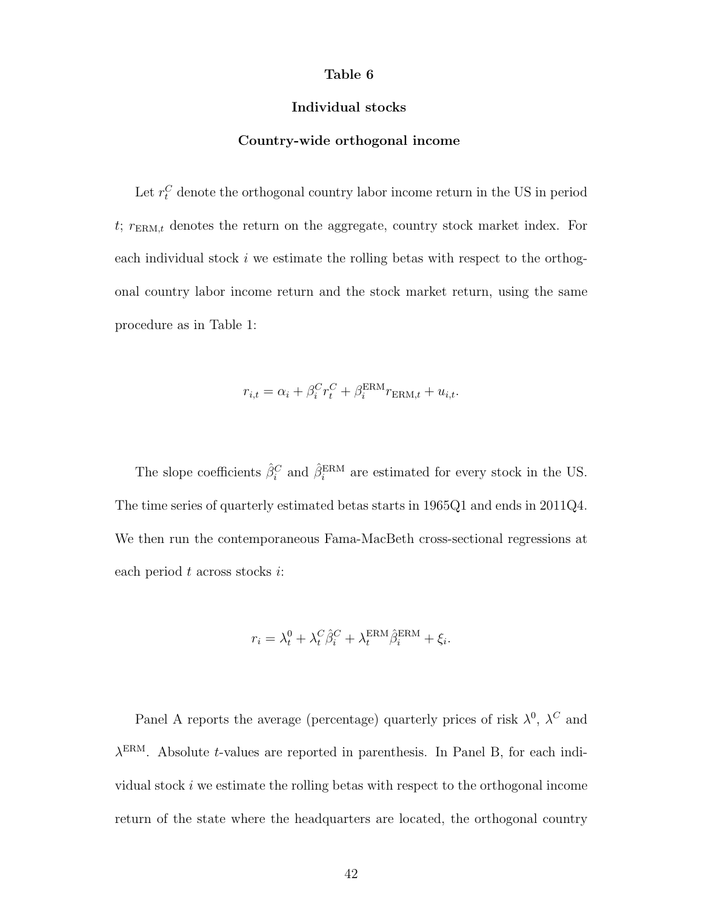### Table 6

### Individual stocks

### Country-wide orthogonal income

Let $r_t^C$ denote the orthogonal country labor income return in the US in period $t$; $r_{\text{ERM},t}$ denotes the return on the aggregate, country stock market index. For each individual stock $i$ we estimate the rolling betas with respect to the orthogonal country labor income return and the stock market return, using the same procedure as in Table 1:

$$r_{i,t} = \alpha_i + \beta_i^C r_t^C + \beta_i^{\text{ERM}} r_{\text{ERM},t} + u_{i,t}.$$

The slope coefficients $\hat{\beta}_i^C$ and $\hat{\beta}_i^{\text{ERM}}$ are estimated for every stock in the US. The time series of quarterly estimated betas starts in 1965Q1 and ends in 2011Q4. We then run the contemporaneous Fama-MacBeth cross-sectional regressions at each period $t$ across stocks $i$:

$$r_i = \lambda_t^0 + \lambda_t^C \hat{\beta}_i^C + \lambda_t^{\text{ERM}} \hat{\beta}_i^{\text{ERM}} + \xi_i.$$

Panel A reports the average (percentage) quarterly prices of risk $\lambda^0$, $\lambda^C$ and $\lambda^{\text{ERM}}$. Absolute $t$-values are reported in parenthesis. In Panel B, for each individual stock $i$ we estimate the rolling betas with respect to the orthogonal income return of the state where the headquarters are located, the orthogonal country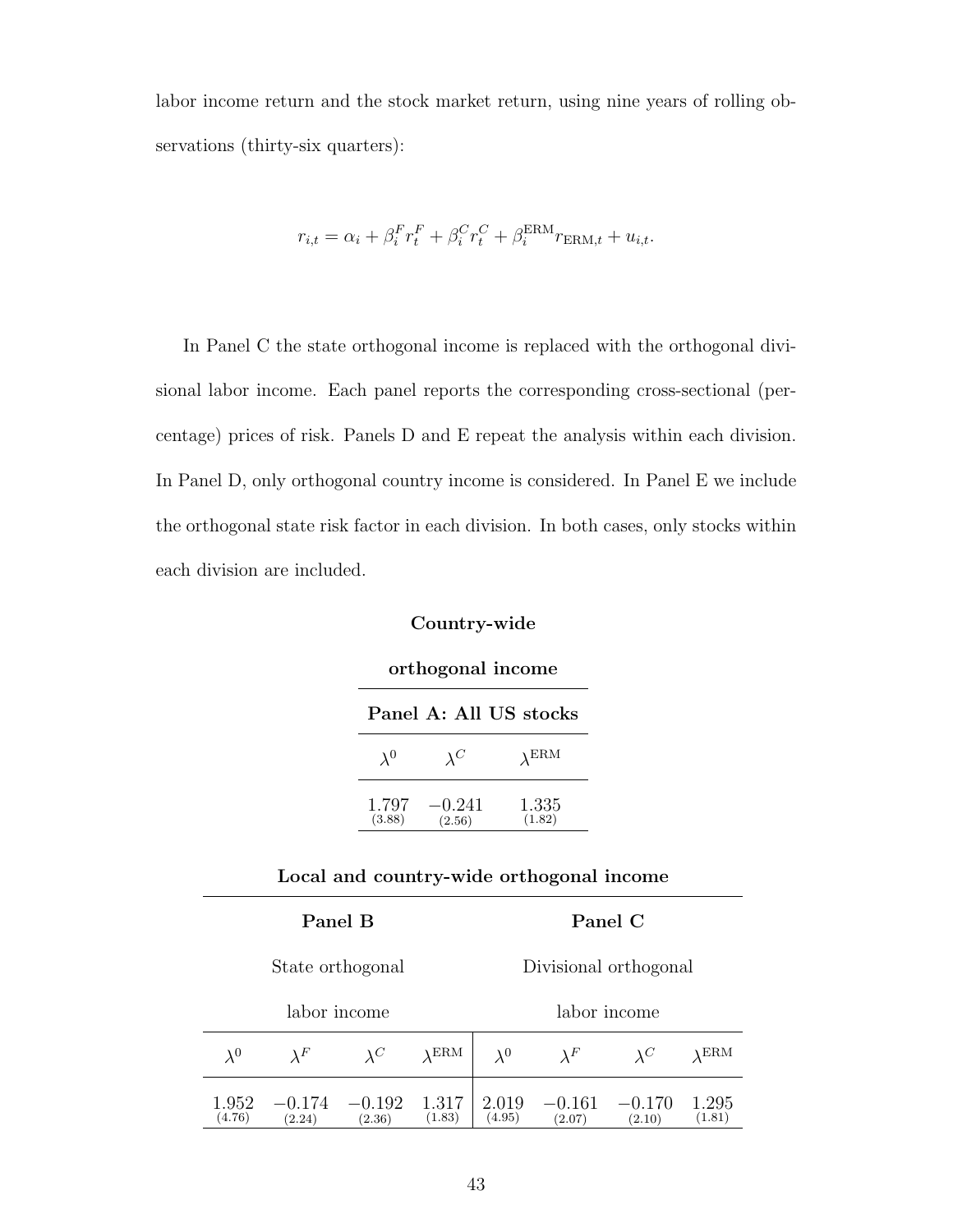labor income return and the stock market return, using nine years of rolling observations (thirty-six quarters):

$$r_{i,t} = \alpha_i + \beta_i^F r_t^F + \beta_i^C r_t^C + \beta_i^{\text{ERM}} r_{\text{ERM},t} + u_{i,t}.$$

In Panel C the state orthogonal income is replaced with the orthogonal divisional labor income. Each panel reports the corresponding cross-sectional (percentage) prices of risk. Panels D and E repeat the analysis within each division. In Panel D, only orthogonal country income is considered. In Panel E we include the orthogonal state risk factor in each division. In both cases, only stocks within each division are included.

**Country-wide orthogonal income**

| **Panel A: All US stocks** | | |
|---|---|---|
| $\lambda^0$ | $\lambda^C$ | $\lambda^{\text{ERM}}$ |
| 1.797 (3.88) | $-0.241$ (2.56) | 1.335 (1.82) |

**Local and country-wide orthogonal income**

| **Panel B** State orthogonal labor income | | | | **Panel C** Divisional orthogonal labor income | | | |
|---|---|---|---|---|---|---|---|
| $\lambda^0$ | $\lambda^F$ | $\lambda^C$ | $\lambda^{\text{ERM}}$ | $\lambda^0$ | $\lambda^F$ | $\lambda^C$ | $\lambda^{\text{ERM}}$ |
| 1.952 (4.76) | $-0.174$ (2.24) | $-0.192$ (2.36) | 1.317 (1.83) | 2.019 (4.95) | $-0.161$ (2.07) | $-0.170$ (2.10) | 1.295 (1.81) |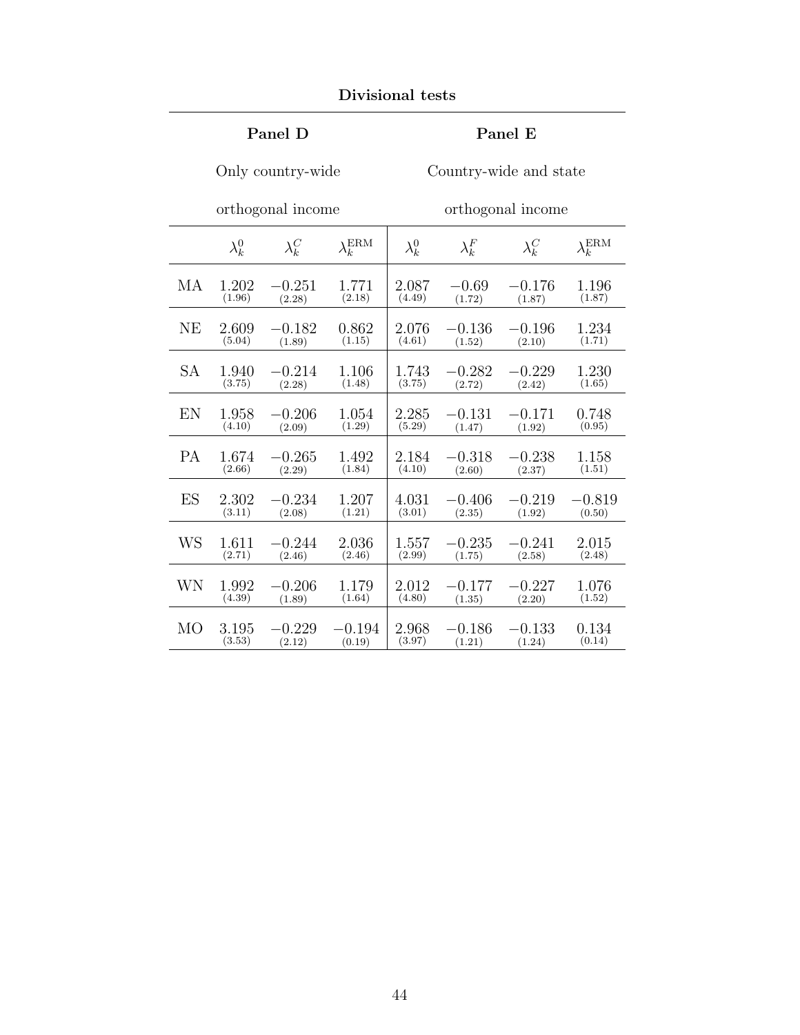**Divisional tests**

| | Panel D | | | Panel E | | | |
|---|---|---|---|---|---|---|---|
| | Only country-wide orthogonal income | | | Country-wide and state orthogonal income | | | |
| | $\lambda_k^0$ | $\lambda_k^C$ | $\lambda_k^{\text{ERM}}$ | $\lambda_k^0$ | $\lambda_k^F$ | $\lambda_k^C$ | $\lambda_k^{\text{ERM}}$ |
| MA | 1.202 (1.96) | −0.251 (2.28) | 1.771 (2.18) | 2.087 (4.49) | −0.69 (1.72) | −0.176 (1.87) | 1.196 (1.87) |
| NE | 2.609 (5.04) | −0.182 (1.89) | 0.862 (1.15) | 2.076 (4.61) | −0.136 (1.52) | −0.196 (2.10) | 1.234 (1.71) |
| SA | 1.940 (3.75) | −0.214 (2.28) | 1.106 (1.48) | 1.743 (3.75) | −0.282 (2.72) | −0.229 (2.42) | 1.230 (1.65) |
| EN | 1.958 (4.10) | −0.206 (2.09) | 1.054 (1.29) | 2.285 (5.29) | −0.131 (1.47) | −0.171 (1.92) | 0.748 (0.95) |
| PA | 1.674 (2.66) | −0.265 (2.29) | 1.492 (1.84) | 2.184 (4.10) | −0.318 (2.60) | −0.238 (2.37) | 1.158 (1.51) |
| ES | 2.302 (3.11) | −0.234 (2.08) | 1.207 (1.21) | 4.031 (3.01) | −0.406 (2.35) | −0.219 (1.92) | −0.819 (0.50) |
| WS | 1.611 (2.71) | −0.244 (2.46) | 2.036 (2.46) | 1.557 (2.99) | −0.235 (1.75) | −0.241 (2.58) | 2.015 (2.48) |
| WN | 1.992 (4.39) | −0.206 (1.89) | 1.179 (1.64) | 2.012 (4.80) | −0.177 (1.35) | −0.227 (2.20) | 1.076 (1.52) |
| MO | 3.195 (3.53) | −0.229 (2.12) | −0.194 (0.19) | 2.968 (3.97) | −0.186 (1.21) | −0.133 (1.24) | 0.134 (0.14) |